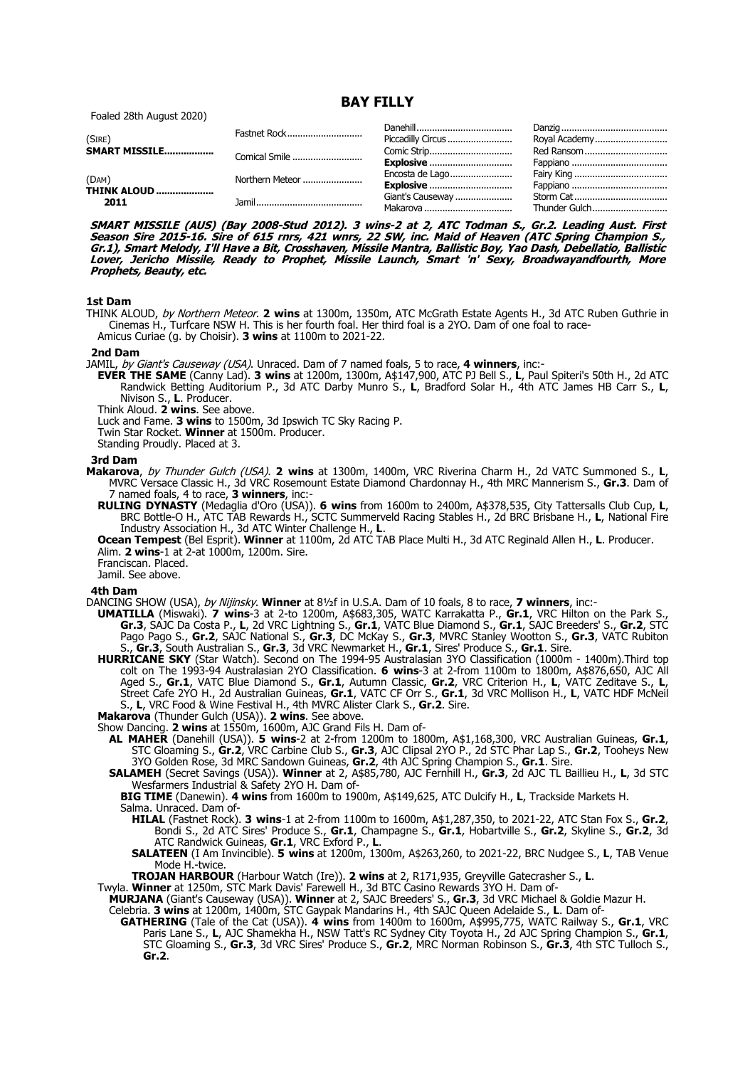# BAY FILLY

Foaled 28th August 2020)

| | | | |
|---|---|---|---|
| (SIRE) | Fastnet Rock | Danehill | Danzig |
| **SMART MISSILE** | | Piccadilly Circus | Royal Academy |
| | Comical Smile | Comic Strip | Red Ransom |
| | | **Explosive** | Fappiano |
| (DAM) | Northern Meteor | Encosta de Lago | Fairy King |
| **THINK ALOUD** | | **Explosive** | Fappiano |
| **2011** | Jamil | Giant's Causeway | Storm Cat |
| | | Makarova | Thunder Gulch |

***SMART MISSILE (AUS) (Bay 2008-Stud 2012). 3 wins-2 at 2, ATC Todman S., Gr.2. Leading Aust. First Season Sire 2015-16. Sire of 615 rnrs, 421 wnrs, 22 SW, inc. Maid of Heaven (ATC Spring Champion S., Gr.1), Smart Melody, I'll Have a Bit, Crosshaven, Missile Mantra, Ballistic Boy, Yao Dash, Debellatio, Ballistic Lover, Jericho Missile, Ready to Prophet, Missile Launch, Smart 'n' Sexy, Broadwayandfourth, More Prophets, Beauty, etc.***

### 1st Dam

THINK ALOUD, *by Northern Meteor*. **2 wins** at 1300m, 1350m, ATC McGrath Estate Agents H., 3d ATC Ruben Guthrie in Cinemas H., Turfcare NSW H. This is her fourth foal. Her third foal is a 2YO. Dam of one foal to race-

Amicus Curiae (g. by Choisir). **3 wins** at 1100m to 2021-22.

### 2nd Dam

JAMIL, *by Giant's Causeway (USA)*. Unraced. Dam of 7 named foals, 5 to race, **4 winners**, inc:-

**EVER THE SAME** (Canny Lad). **3 wins** at 1200m, 1300m, A$147,900, ATC PJ Bell S., **L**, Paul Spiteri's 50th H., 2d ATC Randwick Betting Auditorium P., 3d ATC Darby Munro S., **L**, Bradford Solar H., 4th ATC James HB Carr S., **L**, Nivison S., **L**. Producer.

Think Aloud. **2 wins**. See above.

Luck and Fame. **3 wins** to 1500m, 3d Ipswich TC Sky Racing P.

Twin Star Rocket. **Winner** at 1500m. Producer.

Standing Proudly. Placed at 3.

### 3rd Dam

**Makarova**, *by Thunder Gulch (USA)*. **2 wins** at 1300m, 1400m, VRC Riverina Charm H., 2d VATC Summoned S., **L**, MVRC Versace Classic H., 3d VRC Rosemount Estate Diamond Chardonnay H., 4th MRC Mannerism S., **Gr.3**. Dam of 7 named foals, 4 to race, **3 winners**, inc:-

**RULING DYNASTY** (Medaglia d'Oro (USA)). **6 wins** from 1600m to 2400m, A$378,535, City Tattersalls Club Cup, **L**, BRC Bottle-O H., ATC TAB Rewards H., SCTC Summerveld Racing Stables H., 2d BRC Brisbane H., **L**, National Fire Industry Association H., 3d ATC Winter Challenge H., **L**.

**Ocean Tempest** (Bel Esprit). **Winner** at 1100m, 2d ATC TAB Place Multi H., 3d ATC Reginald Allen H., **L**. Producer.

Alim. **2 wins**-1 at 2-at 1000m, 1200m. Sire.

Franciscan. Placed.

Jamil. See above.

### 4th Dam

DANCING SHOW (USA), *by Nijinsky*. **Winner** at 8½f in U.S.A. Dam of 10 foals, 8 to race, **7 winners**, inc:-

**UMATILLA** (Miswaki). **7 wins**-3 at 2-to 1200m, A$683,305, WATC Karrakatta P., **Gr.1**, VRC Hilton on the Park S., **Gr.3**, SAJC Da Costa P., **L**, 2d VRC Lightning S., **Gr.1**, VATC Blue Diamond S., **Gr.1**, SAJC Breeders' S., **Gr.2**, STC Pago Pago S., **Gr.2**, SAJC National S., **Gr.3**, DC McKay S., **Gr.3**, MVRC Stanley Wootton S., **Gr.3**, VATC Rubiton S., **Gr.3**, South Australian S., **Gr.3**, 3d VRC Newmarket H., **Gr.1**, Sires' Produce S., **Gr.1**. Sire.

**HURRICANE SKY** (Star Watch). Second on The 1994-95 Australasian 3YO Classification (1000m - 1400m).Third top colt on The 1993-94 Australasian 2YO Classification. **6 wins**-3 at 2-from 1100m to 1800m, A$876,650, AJC All Aged S., **Gr.1**, VATC Blue Diamond S., **Gr.1**, Autumn Classic, **Gr.2**, VRC Criterion H., **L**, VATC Zeditave S., **L**, Street Cafe 2YO H., 2d Australian Guineas, **Gr.1**, VATC CF Orr S., **Gr.1**, 3d VRC Mollison H., **L**, VATC HDF McNeil S., **L**, VRC Food & Wine Festival H., 4th MVRC Alister Clark S., **Gr.2**. Sire.

**Makarova** (Thunder Gulch (USA)). **2 wins**. See above.

Show Dancing. **2 wins** at 1550m, 1600m, AJC Grand Fils H. Dam of-

**AL MAHER** (Danehill (USA)). **5 wins**-2 at 2-from 1200m to 1800m, A$1,168,300, VRC Australian Guineas, **Gr.1**, STC Gloaming S., **Gr.2**, VRC Carbine Club S., **Gr.3**, AJC Clipsal 2YO P., 2d STC Phar Lap S., **Gr.2**, Tooheys New 3YO Golden Rose, 3d MRC Sandown Guineas, **Gr.2**, 4th AJC Spring Champion S., **Gr.1**. Sire.

**SALAMEH** (Secret Savings (USA)). **Winner** at 2, A$85,780, AJC Fernhill H., **Gr.3**, 2d AJC TL Baillieu H., **L**, 3d STC Wesfarmers Industrial & Safety 2YO H. Dam of-

**BIG TIME** (Danewin). **4 wins** from 1600m to 1900m, A$149,625, ATC Dulcify H., **L**, Trackside Markets H.

Salma. Unraced. Dam of-

**HILAL** (Fastnet Rock). **3 wins**-1 at 2-from 1100m to 1600m, A$1,287,350, to 2021-22, ATC Stan Fox S., **Gr.2**, Bondi S., 2d ATC Sires' Produce S., **Gr.1**, Champagne S., **Gr.1**, Hobartville S., **Gr.2**, Skyline S., **Gr.2**, 3d ATC Randwick Guineas, **Gr.1**, VRC Exford P., **L**.

**SALATEEN** (I Am Invincible). **5 wins** at 1200m, 1300m, A$263,260, to 2021-22, BRC Nudgee S., **L**, TAB Venue Mode H.-twice.

**TROJAN HARBOUR** (Harbour Watch (Ire)). **2 wins** at 2, R171,935, Greyville Gatecrasher S., **L**.

Twyla. **Winner** at 1250m, STC Mark Davis' Farewell H., 3d BTC Casino Rewards 3YO H. Dam of-

**MURJANA** (Giant's Causeway (USA)). **Winner** at 2, SAJC Breeders' S., **Gr.3**, 3d VRC Michael & Goldie Mazur H.

Celebria. **3 wins** at 1200m, 1400m, STC Gaypak Mandarins H., 4th SAJC Queen Adelaide S., **L**. Dam of-

**GATHERING** (Tale of the Cat (USA)). **4 wins** from 1400m to 1600m, A$995,775, WATC Railway S., **Gr.1**, VRC Paris Lane S., **L**, AJC Shamekha H., NSW Tatt's RC Sydney City Toyota H., 2d AJC Spring Champion S., **Gr.1**, STC Gloaming S., **Gr.3**, 3d VRC Sires' Produce S., **Gr.2**, MRC Norman Robinson S., **Gr.3**, 4th STC Tulloch S., **Gr.2**.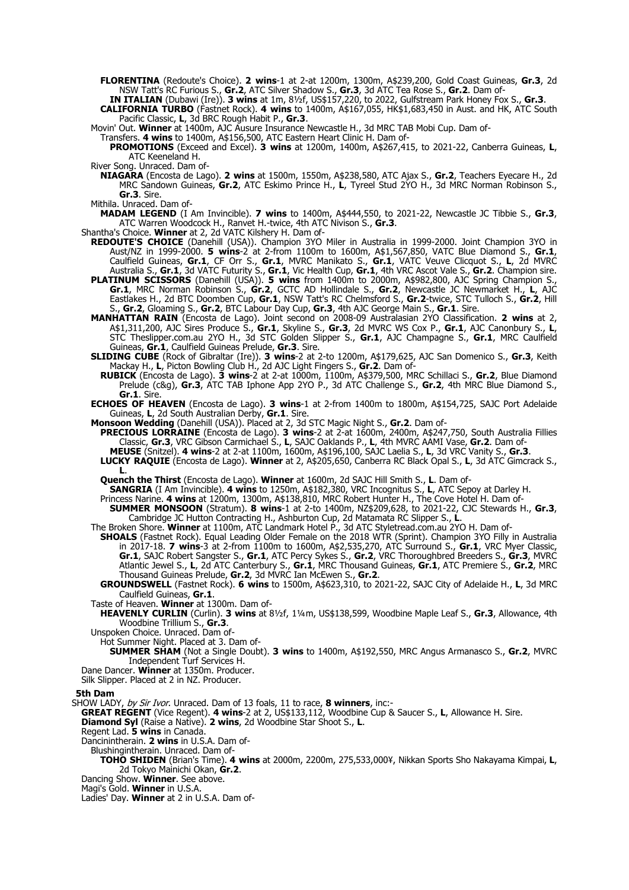**FLORENTINA** (Redoute's Choice). **2 wins**-1 at 2-at 1200m, 1300m, A$239,200, Gold Coast Guineas, **Gr.3**, 2d NSW Tatt's RC Furious S., **Gr.2**, ATC Silver Shadow S., **Gr.3**, 3d ATC Tea Rose S., **Gr.2**. Dam of-

**IN ITALIAN** (Dubawi (Ire)). **3 wins** at 1m, 8½f, US$157,220, to 2022, Gulfstream Park Honey Fox S., **Gr.3**.

**CALIFORNIA TURBO** (Fastnet Rock). **4 wins** to 1400m, A$167,055, HK$1,683,450 in Aust. and HK, ATC South Pacific Classic, **L**, 3d BRC Rough Habit P., **Gr.3**.

Movin' Out. **Winner** at 1400m, AJC Ausure Insurance Newcastle H., 3d MRC TAB Mobi Cup. Dam of-

Transfers. **4 wins** to 1400m, A$156,500, ATC Eastern Heart Clinic H. Dam of-

**PROMOTIONS** (Exceed and Excel). **3 wins** at 1200m, 1400m, A$267,415, to 2021-22, Canberra Guineas, **L**, ATC Keeneland H.

River Song. Unraced. Dam of-

**NIAGARA** (Encosta de Lago). **2 wins** at 1500m, 1550m, A$238,580, ATC Ajax S., **Gr.2**, Teachers Eyecare H., 2d MRC Sandown Guineas, **Gr.2**, ATC Eskimo Prince H., **L**, Tyreel Stud 2YO H., 3d MRC Norman Robinson S., **Gr.3**. Sire.

Mithila. Unraced. Dam of-

**MADAM LEGEND** (I Am Invincible). **7 wins** to 1400m, A$444,550, to 2021-22, Newcastle JC Tibbie S., **Gr.3**, ATC Warren Woodcock H., Ranvet H.-twice, 4th ATC Nivison S., **Gr.3**.

Shantha's Choice. **Winner** at 2, 2d VATC Kilshery H. Dam of-

**REDOUTE'S CHOICE** (Danehill (USA)). Champion 3YO Miler in Australia in 1999-2000. Joint Champion 3YO in Aust/NZ in 1999-2000. **5 wins**-2 at 2-from 1100m to 1600m, A$1,567,850, VATC Blue Diamond S., **Gr.1**, Caulfield Guineas, **Gr.1**, CF Orr S., **Gr.1**, MVRC Manikato S., **Gr.1**, VATC Veuve Clicquot S., **L**, 2d MVRC Australia S., **Gr.1**, 3d VATC Futurity S., **Gr.1**, Vic Health Cup, **Gr.1**, 4th VRC Ascot Vale S., **Gr.2**. Champion sire.

**PLATINUM SCISSORS** (Danehill (USA)). **5 wins** from 1400m to 2000m, A$982,800, AJC Spring Champion S., **Gr.1**, MRC Norman Robinson S., **Gr.2**, GCTC AD Hollindale S., **Gr.2**, Newcastle JC Newmarket H., **L**, AJC Eastlakes H., 2d BTC Doomben Cup, **Gr.1**, NSW Tatt's RC Chelmsford S., **Gr.2**-twice, STC Tulloch S., **Gr.2**, Hill S., **Gr.2**, Gloaming S., **Gr.2**, BTC Labour Day Cup, **Gr.3**, 4th AJC George Main S., **Gr.1**. Sire.

**MANHATTAN RAIN** (Encosta de Lago). Joint second on 2008-09 Australasian 2YO Classification. **2 wins** at 2, A$1,311,200, AJC Sires Produce S., **Gr.1**, Skyline S., **Gr.3**, 2d MVRC WS Cox P., **Gr.1**, AJC Canonbury S., **L**, STC Theslipper.com.au 2YO H., 3d STC Golden Slipper S., **Gr.1**, AJC Champagne S., **Gr.1**, MRC Caulfield Guineas, **Gr.1**, Caulfield Guineas Prelude, **Gr.3**. Sire.

**SLIDING CUBE** (Rock of Gibraltar (Ire)). **3 wins**-2 at 2-to 1200m, A$179,625, AJC San Domenico S., **Gr.3**, Keith Mackay H., **L**, Picton Bowling Club H., 2d AJC Light Fingers S., **Gr.2**. Dam of-

**RUBICK** (Encosta de Lago). **3 wins**-2 at 2-at 1000m, 1100m, A$379,500, MRC Schillaci S., **Gr.2**, Blue Diamond Prelude (c&g), **Gr.3**, ATC TAB Iphone App 2YO P., 3d ATC Challenge S., **Gr.2**, 4th MRC Blue Diamond S., **Gr.1**. Sire.

**ECHOES OF HEAVEN** (Encosta de Lago). **3 wins**-1 at 2-from 1400m to 1800m, A$154,725, SAJC Port Adelaide Guineas, **L**, 2d South Australian Derby, **Gr.1**. Sire.

**Monsoon Wedding** (Danehill (USA)). Placed at 2, 3d STC Magic Night S., **Gr.2**. Dam of-

**PRECIOUS LORRAINE** (Encosta de Lago). **3 wins**-2 at 2-at 1600m, 2400m, A$247,750, South Australia Fillies Classic, **Gr.3**, VRC Gibson Carmichael S., **L**, SAJC Oaklands P., **L**, 4th MVRC AAMI Vase, **Gr.2**. Dam of-

**MEUSE** (Snitzel). **4 wins**-2 at 2-at 1100m, 1600m, A$196,100, SAJC Laelia S., **L**, 3d VRC Vanity S., **Gr.3**.

**LUCKY RAQUIE** (Encosta de Lago). **Winner** at 2, A$205,650, Canberra RC Black Opal S., **L**, 3d ATC Gimcrack S., **L**.

**Quench the Thirst** (Encosta de Lago). **Winner** at 1600m, 2d SAJC Hill Smith S., **L**. Dam of-

**SANGRIA** (I Am Invincible). **4 wins** to 1250m, A$182,380, VRC Incognitus S., **L**, ATC Sepoy at Darley H.

Princess Narine. **4 wins** at 1200m, 1300m, A$138,810, MRC Robert Hunter H., The Cove Hotel H. Dam of-

**SUMMER MONSOON** (Stratum). **8 wins**-1 at 2-to 1400m, NZ$209,628, to 2021-22, CJC Stewards H., **Gr.3**, Cambridge JC Hutton Contracting H., Ashburton Cup, 2d Matamata RC Slipper S., **L**.

The Broken Shore. **Winner** at 1100m, ATC Landmark Hotel P., 3d ATC Styletread.com.au 2YO H. Dam of-

**SHOALS** (Fastnet Rock). Equal Leading Older Female on the 2018 WTR (Sprint). Champion 3YO Filly in Australia in 2017-18. **7 wins**-3 at 2-from 1100m to 1600m, A$2,535,270, ATC Surround S., **Gr.1**, VRC Myer Classic, **Gr.1**, SAJC Robert Sangster S., **Gr.1**, ATC Percy Sykes S., **Gr.2**, VRC Thoroughbred Breeders S., **Gr.3**, MVRC Atlantic Jewel S., **L**, 2d ATC Canterbury S., **Gr.1**, MRC Thousand Guineas, **Gr.1**, ATC Premiere S., **Gr.2**, MRC Thousand Guineas Prelude, **Gr.2**, 3d MVRC Ian McEwen S., **Gr.2**.

**GROUNDSWELL** (Fastnet Rock). **6 wins** to 1500m, A$623,310, to 2021-22, SAJC City of Adelaide H., **L**, 3d MRC Caulfield Guineas, **Gr.1**.

Taste of Heaven. **Winner** at 1300m. Dam of-

**HEAVENLY CURLIN** (Curlin). **3 wins** at 8½f, 1¼m, US$138,599, Woodbine Maple Leaf S., **Gr.3**, Allowance, 4th Woodbine Trillium S., **Gr.3**.

Unspoken Choice. Unraced. Dam of-

Hot Summer Night. Placed at 3. Dam of-

**SUMMER SHAM** (Not a Single Doubt). **3 wins** to 1400m, A$192,550, MRC Angus Armanasco S., **Gr.2**, MVRC Independent Turf Services H.

Dane Dancer. **Winner** at 1350m. Producer.

Silk Slipper. Placed at 2 in NZ. Producer.

**5th Dam**

SHOW LADY, *by Sir Ivor*. Unraced. Dam of 13 foals, 11 to race, **8 winners**, inc:-

**GREAT REGENT** (Vice Regent). **4 wins**-2 at 2, US$133,112, Woodbine Cup & Saucer S., **L**, Allowance H. Sire.

**Diamond Syl** (Raise a Native). **2 wins**, 2d Woodbine Star Shoot S., **L**.

Regent Lad. **5 wins** in Canada.

Dancinintherain. **2 wins** in U.S.A. Dam of-

Blushingintherain. Unraced. Dam of-

**TOHO SHIDEN** (Brian's Time). **4 wins** at 2000m, 2200m, 275,533,000¥, Nikkan Sports Sho Nakayama Kimpai, **L**, 2d Tokyo Mainichi Okan, **Gr.2**.

Dancing Show. **Winner**. See above.

Magi's Gold. **Winner** in U.S.A.

Ladies' Day. **Winner** at 2 in U.S.A. Dam of-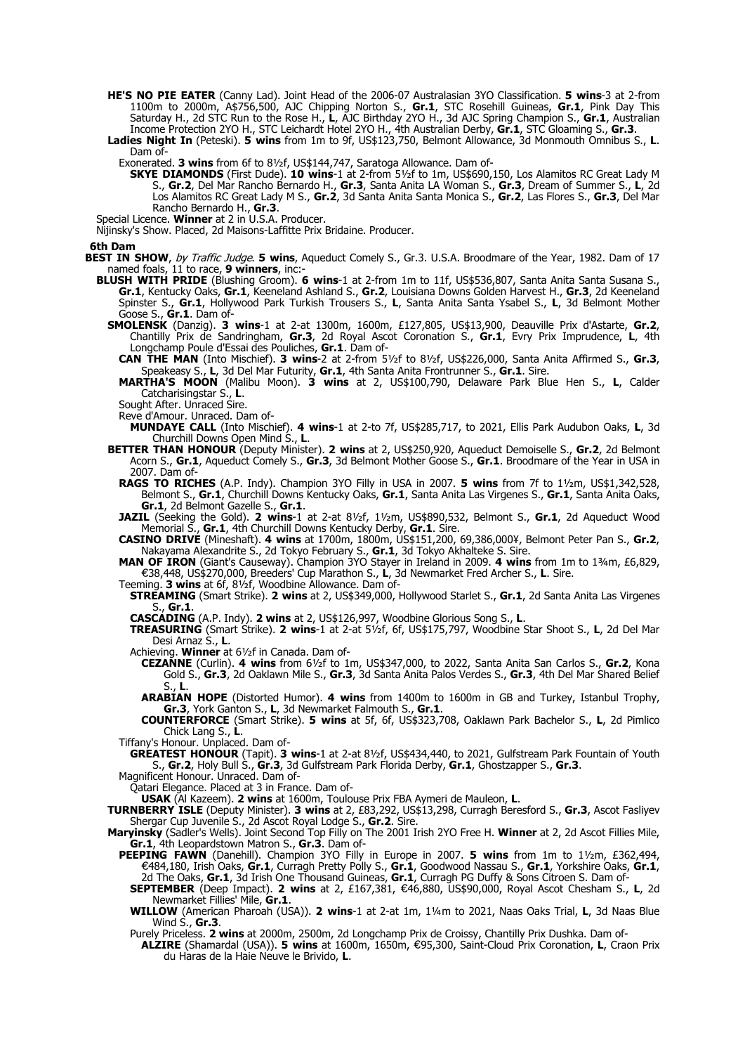**HE'S NO PIE EATER** (Canny Lad). Joint Head of the 2006-07 Australasian 3YO Classification. **5 wins**-3 at 2-from 1100m to 2000m, A$756,500, AJC Chipping Norton S., **Gr.1**, STC Rosehill Guineas, **Gr.1**, Pink Day This Saturday H., 2d STC Run to the Rose H., **L**, AJC Birthday 2YO H., 3d AJC Spring Champion S., **Gr.1**, Australian Income Protection 2YO H., STC Leichardt Hotel 2YO H., 4th Australian Derby, **Gr.1**, STC Gloaming S., **Gr.3**.

**Ladies Night In** (Peteski). **5 wins** from 1m to 9f, US$123,750, Belmont Allowance, 3d Monmouth Omnibus S., **L**. Dam of-

Exonerated. **3 wins** from 6f to 8½f, US$144,747, Saratoga Allowance. Dam of-

**SKYE DIAMONDS** (First Dude). **10 wins**-1 at 2-from 5½f to 1m, US$690,150, Los Alamitos RC Great Lady M S., **Gr.2**, Del Mar Rancho Bernardo H., **Gr.3**, Santa Anita LA Woman S., **Gr.3**, Dream of Summer S., **L**, 2d Los Alamitos RC Great Lady M S., **Gr.2**, 3d Santa Anita Santa Monica S., **Gr.2**, Las Flores S., **Gr.3**, Del Mar Rancho Bernardo H., **Gr.3**.

Special Licence. **Winner** at 2 in U.S.A. Producer.

Nijinsky's Show. Placed, 2d Maisons-Laffitte Prix Bridaine. Producer.

**6th Dam**

**BEST IN SHOW**, *by Traffic Judge*. **5 wins**, Aqueduct Comely S., Gr.3. U.S.A. Broodmare of the Year, 1982. Dam of 17 named foals, 11 to race, **9 winners**, inc:-

**BLUSH WITH PRIDE** (Blushing Groom). **6 wins**-1 at 2-from 1m to 11f, US$536,807, Santa Anita Santa Susana S., **Gr.1**, Kentucky Oaks, **Gr.1**, Keeneland Ashland S., **Gr.2**, Louisiana Downs Golden Harvest H., **Gr.3**, 2d Keeneland Spinster S., **Gr.1**, Hollywood Park Turkish Trousers S., **L**, Santa Anita Santa Ysabel S., **L**, 3d Belmont Mother Goose S., **Gr.1**. Dam of-

**SMOLENSK** (Danzig). **3 wins**-1 at 2-at 1300m, 1600m, £127,805, US$13,900, Deauville Prix d'Astarte, **Gr.2**, Chantilly Prix de Sandringham, **Gr.3**, 2d Royal Ascot Coronation S., **Gr.1**, Evry Prix Imprudence, **L**, 4th Longchamp Poule d'Essai des Pouliches, **Gr.1**. Dam of-

**CAN THE MAN** (Into Mischief). **3 wins**-2 at 2-from 5½f to 8½f, US$226,000, Santa Anita Affirmed S., **Gr.3**, Speakeasy S., **L**, 3d Del Mar Futurity, **Gr.1**, 4th Santa Anita Frontrunner S., **Gr.1**. Sire.

**MARTHA'S MOON** (Malibu Moon). **3 wins** at 2, US$100,790, Delaware Park Blue Hen S., **L**, Calder Catcharisingstar S., **L**.

Sought After. Unraced Sire.

Reve d'Amour. Unraced. Dam of-

**MUNDAYE CALL** (Into Mischief). **4 wins**-1 at 2-to 7f, US$285,717, to 2021, Ellis Park Audubon Oaks, **L**, 3d Churchill Downs Open Mind S., **L**.

**BETTER THAN HONOUR** (Deputy Minister). **2 wins** at 2, US$250,920, Aqueduct Demoiselle S., **Gr.2**, 2d Belmont Acorn S., **Gr.1**, Aqueduct Comely S., **Gr.3**, 3d Belmont Mother Goose S., **Gr.1**. Broodmare of the Year in USA in 2007. Dam of-

**RAGS TO RICHES** (A.P. Indy). Champion 3YO Filly in USA in 2007. **5 wins** from 7f to 1½m, US$1,342,528, Belmont S., **Gr.1**, Churchill Downs Kentucky Oaks, **Gr.1**, Santa Anita Las Virgenes S., **Gr.1**, Santa Anita Oaks, **Gr.1**, 2d Belmont Gazelle S., **Gr.1**.

**JAZIL** (Seeking the Gold). **2 wins**-1 at 2-at 8½f, 1½m, US$890,532, Belmont S., **Gr.1**, 2d Aqueduct Wood Memorial S., **Gr.1**, 4th Churchill Downs Kentucky Derby, **Gr.1**. Sire.

**CASINO DRIVE** (Mineshaft). **4 wins** at 1700m, 1800m, US$151,200, 69,386,000¥, Belmont Peter Pan S., **Gr.2**, Nakayama Alexandrite S., 2d Tokyo February S., **Gr.1**, 3d Tokyo Akhalteke S. Sire.

**MAN OF IRON** (Giant's Causeway). Champion 3YO Stayer in Ireland in 2009. **4 wins** from 1m to 1¾m, £6,829, €38,448, US$270,000, Breeders' Cup Marathon S., **L**, 3d Newmarket Fred Archer S., **L**. Sire.

Teeming. **3 wins** at 6f, 8½f, Woodbine Allowance. Dam of-

**STREAMING** (Smart Strike). **2 wins** at 2, US$349,000, Hollywood Starlet S., **Gr.1**, 2d Santa Anita Las Virgenes S., **Gr.1**.

**CASCADING** (A.P. Indy). **2 wins** at 2, US$126,997, Woodbine Glorious Song S., **L**.

**TREASURING** (Smart Strike). **2 wins**-1 at 2-at 5½f, 6f, US$175,797, Woodbine Star Shoot S., **L**, 2d Del Mar Desi Arnaz S., **L**.

Achieving. **Winner** at 6½f in Canada. Dam of-

**CEZANNE** (Curlin). **4 wins** from 6½f to 1m, US$347,000, to 2022, Santa Anita San Carlos S., **Gr.2**, Kona Gold S., **Gr.3**, 2d Oaklawn Mile S., **Gr.3**, 3d Santa Anita Palos Verdes S., **Gr.3**, 4th Del Mar Shared Belief S., **L**.

**ARABIAN HOPE** (Distorted Humor). **4 wins** from 1400m to 1600m in GB and Turkey, Istanbul Trophy, **Gr.3**, York Ganton S., **L**, 3d Newmarket Falmouth S., **Gr.1**.

**COUNTERFORCE** (Smart Strike). **5 wins** at 5f, 6f, US$323,708, Oaklawn Park Bachelor S., **L**, 2d Pimlico Chick Lang S., **L**.

Tiffany's Honour. Unplaced. Dam of-

**GREATEST HONOUR** (Tapit). **3 wins**-1 at 2-at 8½f, US$434,440, to 2021, Gulfstream Park Fountain of Youth S., **Gr.2**, Holy Bull S., **Gr.3**, 3d Gulfstream Park Florida Derby, **Gr.1**, Ghostzapper S., **Gr.3**.

Magnificent Honour. Unraced. Dam of-

Qatari Elegance. Placed at 3 in France. Dam of-

**USAK** (Al Kazeem). **2 wins** at 1600m, Toulouse Prix FBA Aymeri de Mauleon, **L**.

**TURNBERRY ISLE** (Deputy Minister). **3 wins** at 2, £83,292, US$13,298, Curragh Beresford S., **Gr.3**, Ascot Fasliyev Shergar Cup Juvenile S., 2d Ascot Royal Lodge S., **Gr.2**. Sire.

**Maryinsky** (Sadler's Wells). Joint Second Top Filly on The 2001 Irish 2YO Free H. **Winner** at 2, 2d Ascot Fillies Mile, **Gr.1**, 4th Leopardstown Matron S., **Gr.3**. Dam of-

**PEEPING FAWN** (Danehill). Champion 3YO Filly in Europe in 2007. **5 wins** from 1m to 1½m, £362,494, €484,180, Irish Oaks, **Gr.1**, Curragh Pretty Polly S., **Gr.1**, Goodwood Nassau S., **Gr.1**, Yorkshire Oaks, **Gr.1**, 2d The Oaks, **Gr.1**, 3d Irish One Thousand Guineas, **Gr.1**, Curragh PG Duffy & Sons Citroen S. Dam of-

**SEPTEMBER** (Deep Impact). **2 wins** at 2, £167,381, €46,880, US$90,000, Royal Ascot Chesham S., **L**, 2d Newmarket Fillies' Mile, **Gr.1**.

**WILLOW** (American Pharoah (USA)). **2 wins**-1 at 2-at 1m, 1¼m to 2021, Naas Oaks Trial, **L**, 3d Naas Blue Wind S., **Gr.3**.

Purely Priceless. **2 wins** at 2000m, 2500m, 2d Longchamp Prix de Croissy, Chantilly Prix Dushka. Dam of-

**ALZIRE** (Shamardal (USA)). **5 wins** at 1600m, 1650m, €95,300, Saint-Cloud Prix Coronation, **L**, Craon Prix du Haras de la Haie Neuve le Brivido, **L**.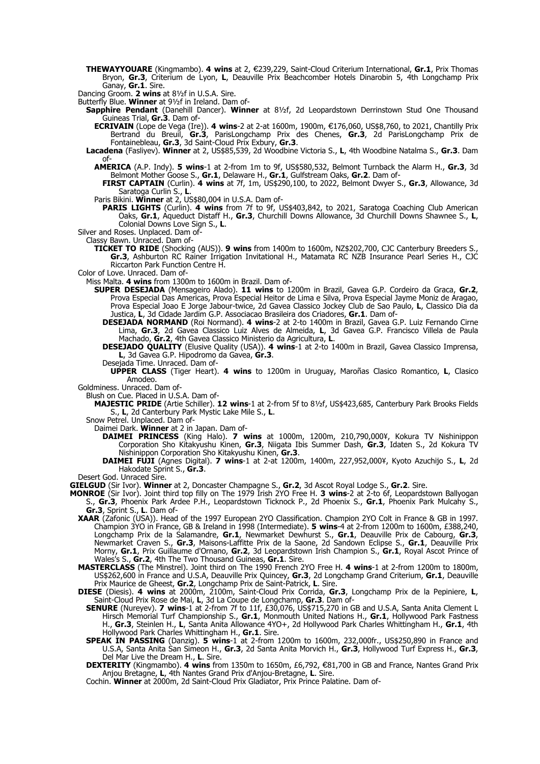**THEWAYYOUARE** (Kingmambo). **4 wins** at 2, €239,229, Saint-Cloud Criterium International, **Gr.1**, Prix Thomas Bryon, **Gr.3**, Criterium de Lyon, **L**, Deauville Prix Beachcomber Hotels Dinarobin 5, 4th Longchamp Prix Ganay, **Gr.1**. Sire.

Dancing Groom. **2 wins** at 8½f in U.S.A. Sire.

Butterfly Blue. **Winner** at 9½f in Ireland. Dam of-

**Sapphire Pendant** (Danehill Dancer). **Winner** at 8½f, 2d Leopardstown Derrinstown Stud One Thousand Guineas Trial, **Gr.3**. Dam of-

**ECRIVAIN** (Lope de Vega (Ire)). **4 wins**-2 at 2-at 1600m, 1900m, €176,060, US$8,760, to 2021, Chantilly Prix Bertrand du Breuil, **Gr.3**, ParisLongchamp Prix des Chenes, **Gr.3**, 2d ParisLongchamp Prix de Fontainebleau, **Gr.3**, 3d Saint-Cloud Prix Exbury, **Gr.3**.

**Lacadena** (Fasliyev). **Winner** at 2, US$85,539, 2d Woodbine Victoria S., **L**, 4th Woodbine Natalma S., **Gr.3**. Dam of-

**AMERICA** (A.P. Indy). **5 wins**-1 at 2-from 1m to 9f, US$580,532, Belmont Turnback the Alarm H., **Gr.3**, 3d Belmont Mother Goose S., **Gr.1**, Delaware H., **Gr.1**, Gulfstream Oaks, **Gr.2**. Dam of-

**FIRST CAPTAIN** (Curlin). **4 wins** at 7f, 1m, US$290,100, to 2022, Belmont Dwyer S., **Gr.3**, Allowance, 3d Saratoga Curlin S., **L**.

Paris Bikini. **Winner** at 2, US$80,004 in U.S.A. Dam of-

**PARIS LIGHTS** (Curlin). **4 wins** from 7f to 9f, US$403,842, to 2021, Saratoga Coaching Club American Oaks, **Gr.1**, Aqueduct Distaff H., **Gr.3**, Churchill Downs Allowance, 3d Churchill Downs Shawnee S., **L**, Colonial Downs Love Sign S., **L**.

Silver and Roses. Unplaced. Dam of-

Classy Bawn. Unraced. Dam of-

**TICKET TO RIDE** (Shocking (AUS)). **9 wins** from 1400m to 1600m, NZ$202,700, CJC Canterbury Breeders S., **Gr.3**, Ashburton RC Rainer Irrigation Invitational H., Matamata RC NZB Insurance Pearl Series H., CJC Riccarton Park Function Centre H.

Color of Love. Unraced. Dam of-

Miss Malta. **4 wins** from 1300m to 1600m in Brazil. Dam of-

**SUPER DESEJADA** (Mensageiro Alado). **11 wins** to 1200m in Brazil, Gavea G.P. Cordeiro da Graca, **Gr.2**, Prova Especial Das Americas, Prova Especial Heitor de Lima e Silva, Prova Especial Jayme Moniz de Aragao, Prova Especial Joao E Jorge Jabour-twice, 2d Gavea Classico Jockey Club de Sao Paulo, **L**, Classico Dia da Justica, **L**, 3d Cidade Jardim G.P. Associacao Brasileira dos Criadores, **Gr.1**. Dam of-

**DESEJADA NORMAND** (Roi Normand). **4 wins**-2 at 2-to 1400m in Brazil, Gavea G.P. Luiz Fernando Cirne Lima, **Gr.3**, 2d Gavea Classico Luiz Alves de Almeida, **L**, 3d Gavea G.P. Francisco Villela de Paula Machado, **Gr.2**, 4th Gavea Classico Ministerio da Agricultura, **L**.

**DESEJADO QUALITY** (Elusive Quality (USA)). **4 wins**-1 at 2-to 1400m in Brazil, Gavea Classico Imprensa, **L**, 3d Gavea G.P. Hipodromo da Gavea, **Gr.3**.

Desejada Time. Unraced. Dam of-

**UPPER CLASS** (Tiger Heart). **4 wins** to 1200m in Uruguay, Maroñas Clasico Romantico, **L**, Clasico Amodeo.

Goldminess. Unraced. Dam of-

Blush on Cue. Placed in U.S.A. Dam of-

**MAJESTIC PRIDE** (Artie Schiller). **12 wins**-1 at 2-from 5f to 8½f, US$423,685, Canterbury Park Brooks Fields S., **L**, 2d Canterbury Park Mystic Lake Mile S., **L**.

Snow Petrel. Unplaced. Dam of-

Daimei Dark. **Winner** at 2 in Japan. Dam of-

**DAIMEI PRINCESS** (King Halo). **7 wins** at 1000m, 1200m, 210,790,000¥, Kokura TV Nishinippon Corporation Sho Kitakyushu Kinen, **Gr.3**, Niigata Ibis Summer Dash, **Gr.3**, Idaten S., 2d Kokura TV Nishinippon Corporation Sho Kitakyushu Kinen, **Gr.3**.

**DAIMEI FUJI** (Agnes Digital). **7 wins**-1 at 2-at 1200m, 1400m, 227,952,000¥, Kyoto Azuchijo S., **L**, 2d Hakodate Sprint S., **Gr.3**.

Desert God. Unraced Sire.

**GIELGUD** (Sir Ivor). **Winner** at 2, Doncaster Champagne S., **Gr.2**, 3d Ascot Royal Lodge S., **Gr.2**. Sire.

**MONROE** (Sir Ivor). Joint third top filly on The 1979 Irish 2YO Free H. **3 wins**-2 at 2-to 6f, Leopardstown Ballyogan S., **Gr.3**, Phoenix Park Ardee P.H., Leopardstown Ticknock P., 2d Phoenix S., **Gr.1**, Phoenix Park Mulcahy S., **Gr.3**, Sprint S., **L**. Dam of-

**XAAR** (Zafonic (USA)). Head of the 1997 European 2YO Classification. Champion 2YO Colt in France & GB in 1997. Champion 3YO in France, GB & Ireland in 1998 (Intermediate). **5 wins**-4 at 2-from 1200m to 1600m, £388,240, Longchamp Prix de la Salamandre, **Gr.1**, Newmarket Dewhurst S., **Gr.1**, Deauville Prix de Cabourg, **Gr.3**, Newmarket Craven S., **Gr.3**, Maisons-Laffitte Prix de la Saone, 2d Sandown Eclipse S., **Gr.1**, Deauville Prix Morny, **Gr.1**, Prix Guillaume d'Ornano, **Gr.2**, 3d Leopardstown Irish Champion S., **Gr.1**, Royal Ascot Prince of Wales's S., **Gr.2**, 4th The Two Thousand Guineas, **Gr.1**. Sire.

**MASTERCLASS** (The Minstrel). Joint third on The 1990 French 2YO Free H. **4 wins**-1 at 2-from 1200m to 1800m, US$262,600 in France and U.S.A, Deauville Prix Quincey, **Gr.3**, 2d Longchamp Grand Criterium, **Gr.1**, Deauville Prix Maurice de Gheest, **Gr.2**, Longchamp Prix de Saint-Patrick, **L**. Sire.

**DIESE** (Diesis). **4 wins** at 2000m, 2100m, Saint-Cloud Prix Corrida, **Gr.3**, Longchamp Prix de la Pepiniere, **L**, Saint-Cloud Prix Rose de Mai, **L**, 3d La Coupe de Longchamp, **Gr.3**. Dam of-

**SENURE** (Nureyev). **7 wins**-1 at 2-from 7f to 11f, £30,076, US$715,270 in GB and U.S.A, Santa Anita Clement L Hirsch Memorial Turf Championship S., **Gr.1**, Monmouth United Nations H., **Gr.1**, Hollywood Park Fastness H., **Gr.3**, Steinlen H., **L**, Santa Anita Allowance 4YO+, 2d Hollywood Park Charles Whittingham H., **Gr.1**, 4th Hollywood Park Charles Whittingham H., **Gr.1**. Sire.

**SPEAK IN PASSING** (Danzig). **5 wins**-1 at 2-from 1200m to 1600m, 232,000fr., US$250,890 in France and U.S.A, Santa Anita San Simeon H., **Gr.3**, 2d Santa Anita Morvich H., **Gr.3**, Hollywood Turf Express H., **Gr.3**, Del Mar Live the Dream H., **L**. Sire.

**DEXTERITY** (Kingmambo). **4 wins** from 1350m to 1650m, £6,792, €81,700 in GB and France, Nantes Grand Prix Anjou Bretagne, **L**, 4th Nantes Grand Prix d'Anjou-Bretagne, **L**. Sire.

Cochin. **Winner** at 2000m, 2d Saint-Cloud Prix Gladiator, Prix Prince Palatine. Dam of-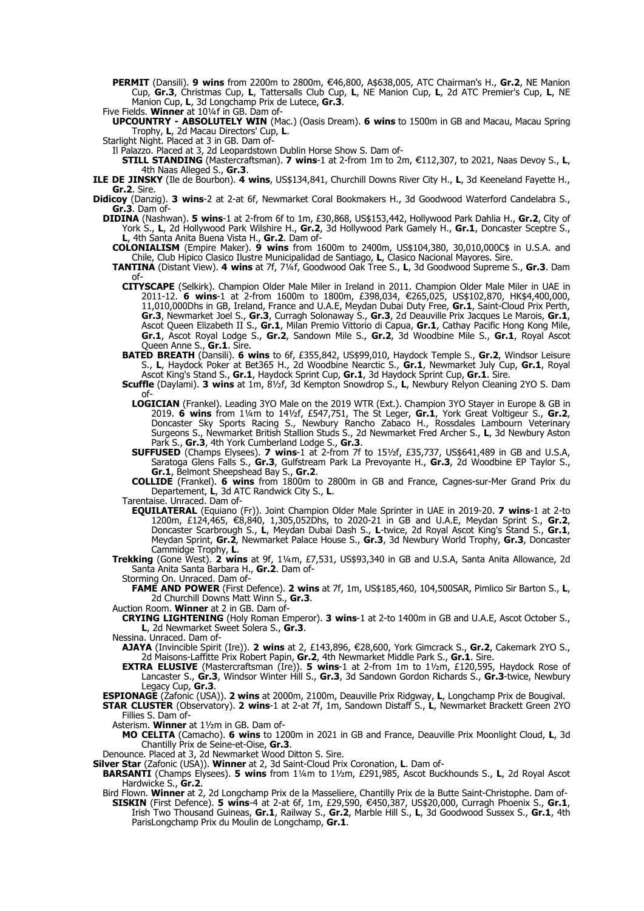**PERMIT** (Dansili). **9 wins** from 2200m to 2800m, €46,800, A$638,005, ATC Chairman's H., **Gr.2**, NE Manion Cup, **Gr.3**, Christmas Cup, **L**, Tattersalls Club Cup, **L**, NE Manion Cup, **L**, 2d ATC Premier's Cup, **L**, NE Manion Cup, **L**, 3d Longchamp Prix de Lutece, **Gr.3**.

Five Fields. **Winner** at 10¼f in GB. Dam of-

**UPCOUNTRY - ABSOLUTELY WIN** (Mac.) (Oasis Dream). **6 wins** to 1500m in GB and Macau, Macau Spring Trophy, **L**, 2d Macau Directors' Cup, **L**.

Starlight Night. Placed at 3 in GB. Dam of-

Il Palazzo. Placed at 3, 2d Leopardstown Dublin Horse Show S. Dam of-

**STILL STANDING** (Mastercraftsman). **7 wins**-1 at 2-from 1m to 2m, €112,307, to 2021, Naas Devoy S., **L**, 4th Naas Alleged S., **Gr.3**.

**ILE DE JINSKY** (Ile de Bourbon). **4 wins**, US$134,841, Churchill Downs River City H., **L**, 3d Keeneland Fayette H., **Gr.2**. Sire.

**Didicoy** (Danzig). **3 wins**-2 at 2-at 6f, Newmarket Coral Bookmakers H., 3d Goodwood Waterford Candelabra S., **Gr.3**. Dam of-

**DIDINA** (Nashwan). **5 wins**-1 at 2-from 6f to 1m, £30,868, US$153,442, Hollywood Park Dahlia H., **Gr.2**, City of York S., **L**, 2d Hollywood Park Wilshire H., **Gr.2**, 3d Hollywood Park Gamely H., **Gr.1**, Doncaster Sceptre S., **L**, 4th Santa Anita Buena Vista H., **Gr.2**. Dam of-

**COLONIALISM** (Empire Maker). **9 wins** from 1600m to 2400m, US$104,380, 30,010,000C$ in U.S.A. and Chile, Club Hipico Clasico Ilustre Municipalidad de Santiago, **L**, Clasico Nacional Mayores. Sire.

**TANTINA** (Distant View). **4 wins** at 7f, 7¼f, Goodwood Oak Tree S., **L**, 3d Goodwood Supreme S., **Gr.3**. Dam of-

**CITYSCAPE** (Selkirk). Champion Older Male Miler in Ireland in 2011. Champion Older Male Miler in UAE in 2011-12. **6 wins**-1 at 2-from 1600m to 1800m, £398,034, €265,025, US$102,870, HK$4,400,000, 11,010,000Dhs in GB, Ireland, France and U.A.E, Meydan Dubai Duty Free, **Gr.1**, Saint-Cloud Prix Perth, **Gr.3**, Newmarket Joel S., **Gr.3**, Curragh Solonaway S., **Gr.3**, 2d Deauville Prix Jacques Le Marois, **Gr.1**, Ascot Queen Elizabeth II S., **Gr.1**, Milan Premio Vittorio di Capua, **Gr.1**, Cathay Pacific Hong Kong Mile, **Gr.1**, Ascot Royal Lodge S., **Gr.2**, Sandown Mile S., **Gr.2**, 3d Woodbine Mile S., **Gr.1**, Royal Ascot Queen Anne S., **Gr.1**. Sire.

**BATED BREATH** (Dansili). **6 wins** to 6f, £355,842, US$99,010, Haydock Temple S., **Gr.2**, Windsor Leisure S., **L**, Haydock Poker at Bet365 H., 2d Woodbine Nearctic S., **Gr.1**, Newmarket July Cup, **Gr.1**, Royal Ascot King's Stand S., **Gr.1**, Haydock Sprint Cup, **Gr.1**, 3d Haydock Sprint Cup, **Gr.1**. Sire.

**Scuffle** (Daylami). **3 wins** at 1m, 8½f, 3d Kempton Snowdrop S., **L**, Newbury Relyon Cleaning 2YO S. Dam of-

**LOGICIAN** (Frankel). Leading 3YO Male on the 2019 WTR (Ext.). Champion 3YO Stayer in Europe & GB in 2019. **6 wins** from 1¼m to 14½f, £547,751, The St Leger, **Gr.1**, York Great Voltigeur S., **Gr.2**, Doncaster Sky Sports Racing S., Newbury Rancho Zabaco H., Rossdales Lambourn Veterinary Surgeons S., Newmarket British Stallion Studs S., 2d Newmarket Fred Archer S., **L**, 3d Newbury Aston Park S., **Gr.3**, 4th York Cumberland Lodge S., **Gr.3**.

**SUFFUSED** (Champs Elysees). **7 wins**-1 at 2-from 7f to 15½f, £35,737, US$641,489 in GB and U.S.A, Saratoga Glens Falls S., **Gr.3**, Gulfstream Park La Prevoyante H., **Gr.3**, 2d Woodbine EP Taylor S., **Gr.1**, Belmont Sheepshead Bay S., **Gr.2**.

**COLLIDE** (Frankel). **6 wins** from 1800m to 2800m in GB and France, Cagnes-sur-Mer Grand Prix du Departement, **L**, 3d ATC Randwick City S., **L**.

Tarentaise. Unraced. Dam of-

**EQUILATERAL** (Equiano (Fr)). Joint Champion Older Male Sprinter in UAE in 2019-20. **7 wins**-1 at 2-to 1200m, £124,465, €8,840, 1,305,052Dhs, to 2020-21 in GB and U.A.E, Meydan Sprint S., **Gr.2**, Doncaster Scarbrough S., **L**, Meydan Dubai Dash S., **L**-twice, 2d Royal Ascot King's Stand S., **Gr.1**, Meydan Sprint, **Gr.2**, Newmarket Palace House S., **Gr.3**, 3d Newbury World Trophy, **Gr.3**, Doncaster Cammidge Trophy, **L**.

**Trekking** (Gone West). **2 wins** at 9f, 1¼m, £7,531, US$93,340 in GB and U.S.A, Santa Anita Allowance, 2d Santa Anita Santa Barbara H., **Gr.2**. Dam of-

Storming On. Unraced. Dam of-

**FAME AND POWER** (First Defence). **2 wins** at 7f, 1m, US$185,460, 104,500SAR, Pimlico Sir Barton S., **L**, 2d Churchill Downs Matt Winn S., **Gr.3**.

Auction Room. **Winner** at 2 in GB. Dam of-

**CRYING LIGHTENING** (Holy Roman Emperor). **3 wins**-1 at 2-to 1400m in GB and U.A.E, Ascot October S., **L**, 2d Newmarket Sweet Solera S., **Gr.3**.

Nessina. Unraced. Dam of-

**AJAYA** (Invincible Spirit (Ire)). **2 wins** at 2, £143,896, €28,600, York Gimcrack S., **Gr.2**, Cakemark 2YO S., 2d Maisons-Laffitte Prix Robert Papin, **Gr.2**, 4th Newmarket Middle Park S., **Gr.1**. Sire.

**EXTRA ELUSIVE** (Mastercraftsman (Ire)). **5 wins**-1 at 2-from 1m to 1½m, £120,595, Haydock Rose of Lancaster S., **Gr.3**, Windsor Winter Hill S., **Gr.3**, 3d Sandown Gordon Richards S., **Gr.3**-twice, Newbury Legacy Cup, **Gr.3**.

**ESPIONAGE** (Zafonic (USA)). **2 wins** at 2000m, 2100m, Deauville Prix Ridgway, **L**, Longchamp Prix de Bougival.

**STAR CLUSTER** (Observatory). **2 wins**-1 at 2-at 7f, 1m, Sandown Distaff S., **L**, Newmarket Brackett Green 2YO Fillies S. Dam of-

Asterism. **Winner** at 1½m in GB. Dam of-

**MO CELITA** (Camacho). **6 wins** to 1200m in 2021 in GB and France, Deauville Prix Moonlight Cloud, **L**, 3d Chantilly Prix de Seine-et-Oise, **Gr.3**.

Denounce. Placed at 3, 2d Newmarket Wood Ditton S. Sire.

**Silver Star** (Zafonic (USA)). **Winner** at 2, 3d Saint-Cloud Prix Coronation, **L**. Dam of-

**BARSANTI** (Champs Elysees). **5 wins** from 1¼m to 1½m, £291,985, Ascot Buckhounds S., **L**, 2d Royal Ascot Hardwicke S., **Gr.2**.

Bird Flown. **Winner** at 2, 2d Longchamp Prix de la Masseliere, Chantilly Prix de la Butte Saint-Christophe. Dam of-

**SISKIN** (First Defence). **5 wins**-4 at 2-at 6f, 1m, £29,590, €450,387, US$20,000, Curragh Phoenix S., **Gr.1**, Irish Two Thousand Guineas, **Gr.1**, Railway S., **Gr.2**, Marble Hill S., **L**, 3d Goodwood Sussex S., **Gr.1**, 4th ParisLongchamp Prix du Moulin de Longchamp, **Gr.1**.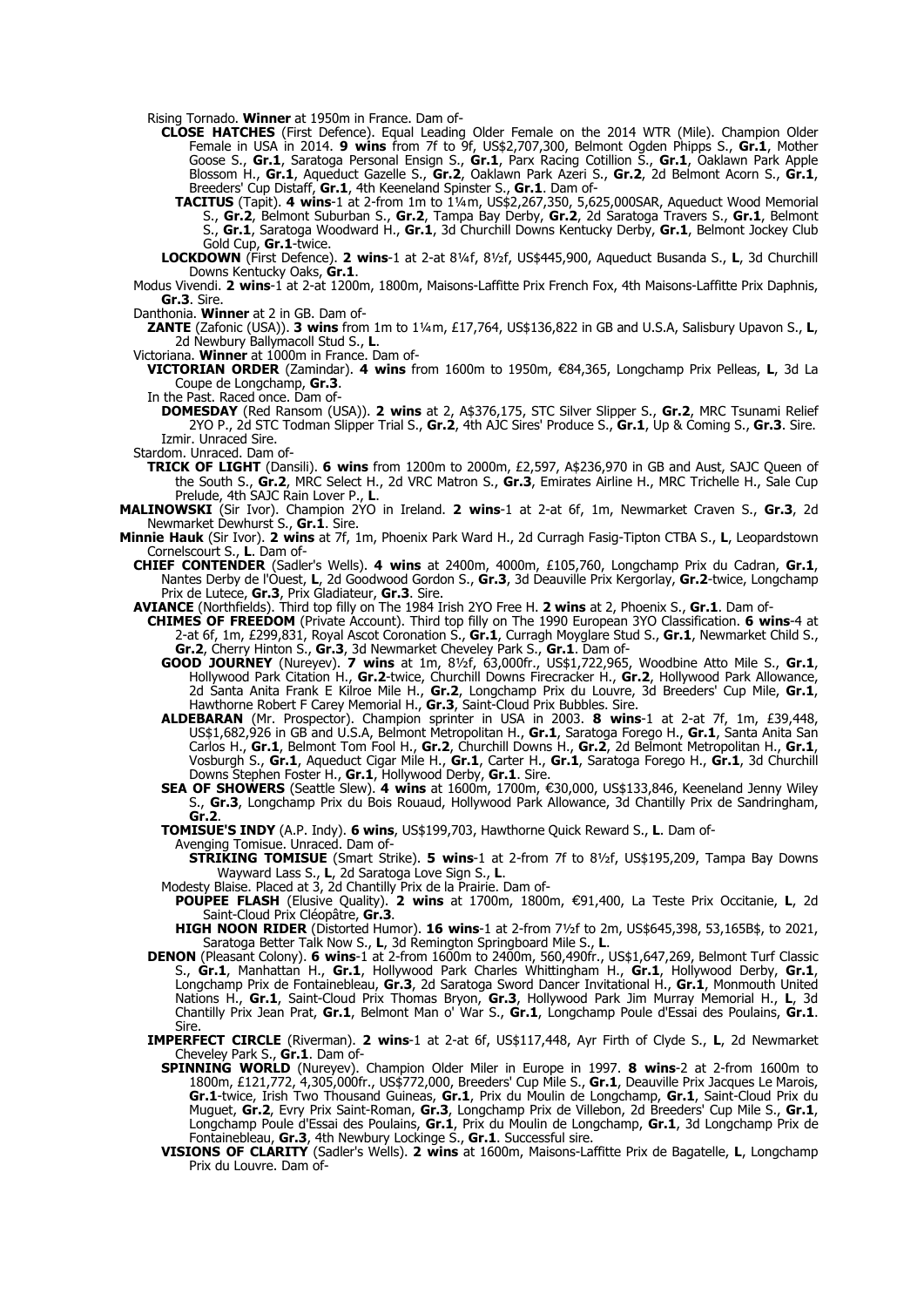Rising Tornado. **Winner** at 1950m in France. Dam of-

**CLOSE HATCHES** (First Defence). Equal Leading Older Female on the 2014 WTR (Mile). Champion Older Female in USA in 2014. **9 wins** from 7f to 9f, US$2,707,300, Belmont Ogden Phipps S., **Gr.1**, Mother Goose S., **Gr.1**, Saratoga Personal Ensign S., **Gr.1**, Parx Racing Cotillion S., **Gr.1**, Oaklawn Park Apple Blossom H., **Gr.1**, Aqueduct Gazelle S., **Gr.2**, Oaklawn Park Azeri S., **Gr.2**, 2d Belmont Acorn S., **Gr.1**, Breeders' Cup Distaff, **Gr.1**, 4th Keeneland Spinster S., **Gr.1**. Dam of-

**TACITUS** (Tapit). **4 wins**-1 at 2-from 1m to 1¼m, US$2,267,350, 5,625,000SAR, Aqueduct Wood Memorial S., **Gr.2**, Belmont Suburban S., **Gr.2**, Tampa Bay Derby, **Gr.2**, 2d Saratoga Travers S., **Gr.1**, Belmont S., **Gr.1**, Saratoga Woodward H., **Gr.1**, 3d Churchill Downs Kentucky Derby, **Gr.1**, Belmont Jockey Club Gold Cup, **Gr.1**-twice.

**LOCKDOWN** (First Defence). **2 wins**-1 at 2-at 8¼f, 8½f, US$445,900, Aqueduct Busanda S., **L**, 3d Churchill Downs Kentucky Oaks, **Gr.1**.

Modus Vivendi. **2 wins**-1 at 2-at 1200m, 1800m, Maisons-Laffitte Prix French Fox, 4th Maisons-Laffitte Prix Daphnis, **Gr.3**. Sire.

Danthonia. **Winner** at 2 in GB. Dam of-

**ZANTE** (Zafonic (USA)). **3 wins** from 1m to 1¼m, £17,764, US$136,822 in GB and U.S.A, Salisbury Upavon S., **L**, 2d Newbury Ballymacoll Stud S., **L**.

Victoriana. **Winner** at 1000m in France. Dam of-

**VICTORIAN ORDER** (Zamindar). **4 wins** from 1600m to 1950m, €84,365, Longchamp Prix Pelleas, **L**, 3d La Coupe de Longchamp, **Gr.3**.

In the Past. Raced once. Dam of-

**DOMESDAY** (Red Ransom (USA)). **2 wins** at 2, A$376,175, STC Silver Slipper S., **Gr.2**, MRC Tsunami Relief 2YO P., 2d STC Todman Slipper Trial S., **Gr.2**, 4th AJC Sires' Produce S., **Gr.1**, Up & Coming S., **Gr.3**. Sire.

Izmir. Unraced Sire.

Stardom. Unraced. Dam of-

**TRICK OF LIGHT** (Dansili). **6 wins** from 1200m to 2000m, £2,597, A$236,970 in GB and Aust, SAJC Queen of the South S., **Gr.2**, MRC Select H., 2d VRC Matron S., **Gr.3**, Emirates Airline H., MRC Trichelle H., Sale Cup Prelude, 4th SAJC Rain Lover P., **L**.

**MALINOWSKI** (Sir Ivor). Champion 2YO in Ireland. **2 wins**-1 at 2-at 6f, 1m, Newmarket Craven S., **Gr.3**, 2d Newmarket Dewhurst S., **Gr.1**. Sire.

**Minnie Hauk** (Sir Ivor). **2 wins** at 7f, 1m, Phoenix Park Ward H., 2d Curragh Fasig-Tipton CTBA S., **L**, Leopardstown Cornelscourt S., **L**. Dam of-

**CHIEF CONTENDER** (Sadler's Wells). **4 wins** at 2400m, 4000m, £105,760, Longchamp Prix du Cadran, **Gr.1**, Nantes Derby de l'Ouest, **L**, 2d Goodwood Gordon S., **Gr.3**, 3d Deauville Prix Kergorlay, **Gr.2**-twice, Longchamp Prix de Lutece, **Gr.3**, Prix Gladiateur, **Gr.3**. Sire.

**AVIANCE** (Northfields). Third top filly on The 1984 Irish 2YO Free H. **2 wins** at 2, Phoenix S., **Gr.1**. Dam of-

**CHIMES OF FREEDOM** (Private Account). Third top filly on The 1990 European 3YO Classification. **6 wins**-4 at 2-at 6f, 1m, £299,831, Royal Ascot Coronation S., **Gr.1**, Curragh Moyglare Stud S., **Gr.1**, Newmarket Child S., **Gr.2**, Cherry Hinton S., **Gr.3**, 3d Newmarket Cheveley Park S., **Gr.1**. Dam of-

**GOOD JOURNEY** (Nureyev). **7 wins** at 1m, 8½f, 63,000fr., US$1,722,965, Woodbine Atto Mile S., **Gr.1**, Hollywood Park Citation H., **Gr.2**-twice, Churchill Downs Firecracker H., **Gr.2**, Hollywood Park Allowance, 2d Santa Anita Frank E Kilroe Mile H., **Gr.2**, Longchamp Prix du Louvre, 3d Breeders' Cup Mile, **Gr.1**, Hawthorne Robert F Carey Memorial H., **Gr.3**, Saint-Cloud Prix Bubbles. Sire.

**ALDEBARAN** (Mr. Prospector). Champion sprinter in USA in 2003. **8 wins**-1 at 2-at 7f, 1m, £39,448, US$1,682,926 in GB and U.S.A, Belmont Metropolitan H., **Gr.1**, Saratoga Forego H., **Gr.1**, Santa Anita San Carlos H., **Gr.1**, Belmont Tom Fool H., **Gr.2**, Churchill Downs H., **Gr.2**, 2d Belmont Metropolitan H., **Gr.1**, Vosburgh S., **Gr.1**, Aqueduct Cigar Mile H., **Gr.1**, Carter H., **Gr.1**, Saratoga Forego H., **Gr.1**, 3d Churchill Downs Stephen Foster H., **Gr.1**, Hollywood Derby, **Gr.1**. Sire.

**SEA OF SHOWERS** (Seattle Slew). **4 wins** at 1600m, 1700m, €30,000, US$133,846, Keeneland Jenny Wiley S., **Gr.3**, Longchamp Prix du Bois Rouaud, Hollywood Park Allowance, 3d Chantilly Prix de Sandringham, **Gr.2**.

**TOMISUE'S INDY** (A.P. Indy). **6 wins**, US$199,703, Hawthorne Quick Reward S., **L**. Dam of-

Avenging Tomisue. Unraced. Dam of-

**STRIKING TOMISUE** (Smart Strike). **5 wins**-1 at 2-from 7f to 8½f, US$195,209, Tampa Bay Downs Wayward Lass S., **L**, 2d Saratoga Love Sign S., **L**.

Modesty Blaise. Placed at 3, 2d Chantilly Prix de la Prairie. Dam of-

**POUPEE FLASH** (Elusive Quality). **2 wins** at 1700m, 1800m, €91,400, La Teste Prix Occitanie, **L**, 2d Saint-Cloud Prix Cléopâtre, **Gr.3**.

**HIGH NOON RIDER** (Distorted Humor). **16 wins**-1 at 2-from 7½f to 2m, US$645,398, 53,165B$, to 2021, Saratoga Better Talk Now S., **L**, 3d Remington Springboard Mile S., **L**.

**DENON** (Pleasant Colony). **6 wins**-1 at 2-from 1600m to 2400m, 560,490fr., US$1,647,269, Belmont Turf Classic S., **Gr.1**, Manhattan H., **Gr.1**, Hollywood Park Charles Whittingham H., **Gr.1**, Hollywood Derby, **Gr.1**, Longchamp Prix de Fontainebleau, **Gr.3**, 2d Saratoga Sword Dancer Invitational H., **Gr.1**, Monmouth United Nations H., **Gr.1**, Saint-Cloud Prix Thomas Bryon, **Gr.3**, Hollywood Park Jim Murray Memorial H., **L**, 3d Chantilly Prix Jean Prat, **Gr.1**, Belmont Man o' War S., **Gr.1**, Longchamp Poule d'Essai des Poulains, **Gr.1**. Sire.

**IMPERFECT CIRCLE** (Riverman). **2 wins**-1 at 2-at 6f, US$117,448, Ayr Firth of Clyde S., **L**, 2d Newmarket Cheveley Park S., **Gr.1**. Dam of-

**SPINNING WORLD** (Nureyev). Champion Older Miler in Europe in 1997. **8 wins**-2 at 2-from 1600m to 1800m, £121,772, 4,305,000fr., US$772,000, Breeders' Cup Mile S., **Gr.1**, Deauville Prix Jacques Le Marois, **Gr.1**-twice, Irish Two Thousand Guineas, **Gr.1**, Prix du Moulin de Longchamp, **Gr.1**, Saint-Cloud Prix du Muguet, **Gr.2**, Evry Prix Saint-Roman, **Gr.3**, Longchamp Prix de Villebon, 2d Breeders' Cup Mile S., **Gr.1**, Longchamp Poule d'Essai des Poulains, **Gr.1**, Prix du Moulin de Longchamp, **Gr.1**, 3d Longchamp Prix de Fontainebleau, **Gr.3**, 4th Newbury Lockinge S., **Gr.1**. Successful sire.

**VISIONS OF CLARITY** (Sadler's Wells). **2 wins** at 1600m, Maisons-Laffitte Prix de Bagatelle, **L**, Longchamp Prix du Louvre. Dam of-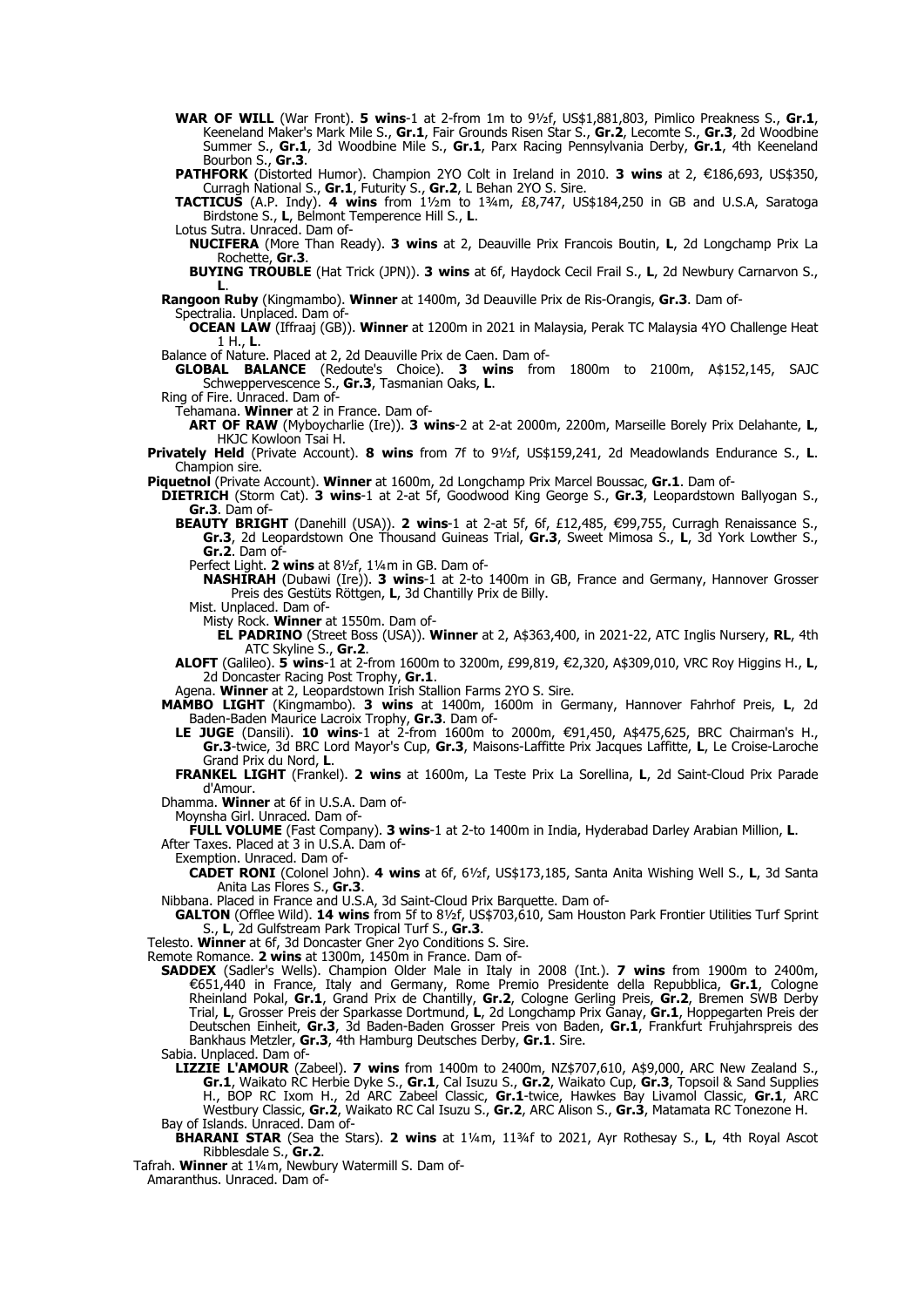**WAR OF WILL** (War Front). **5 wins**-1 at 2-from 1m to 9½f, US$1,881,803, Pimlico Preakness S., **Gr.1**, Keeneland Maker's Mark Mile S., **Gr.1**, Fair Grounds Risen Star S., **Gr.2**, Lecomte S., **Gr.3**, 2d Woodbine Summer S., **Gr.1**, 3d Woodbine Mile S., **Gr.1**, Parx Racing Pennsylvania Derby, **Gr.1**, 4th Keeneland Bourbon S., **Gr.3**.

**PATHFORK** (Distorted Humor). Champion 2YO Colt in Ireland in 2010. **3 wins** at 2, €186,693, US$350, Curragh National S., **Gr.1**, Futurity S., **Gr.2**, L Behan 2YO S. Sire.

**TACTICUS** (A.P. Indy). **4 wins** from 1½m to 1¾m, £8,747, US$184,250 in GB and U.S.A, Saratoga Birdstone S., **L**, Belmont Temperence Hill S., **L**.

Lotus Sutra. Unraced. Dam of-

**NUCIFERA** (More Than Ready). **3 wins** at 2, Deauville Prix Francois Boutin, **L**, 2d Longchamp Prix La Rochette, **Gr.3**.

**BUYING TROUBLE** (Hat Trick (JPN)). **3 wins** at 6f, Haydock Cecil Frail S., **L**, 2d Newbury Carnarvon S., **L**.

**Rangoon Ruby** (Kingmambo). **Winner** at 1400m, 3d Deauville Prix de Ris-Orangis, **Gr.3**. Dam of-

Spectralia. Unplaced. Dam of-

**OCEAN LAW** (Iffraaj (GB)). **Winner** at 1200m in 2021 in Malaysia, Perak TC Malaysia 4YO Challenge Heat 1 H., **L**.

Balance of Nature. Placed at 2, 2d Deauville Prix de Caen. Dam of-

**GLOBAL BALANCE** (Redoute's Choice). **3 wins** from 1800m to 2100m, A$152,145, SAJC Schweppervescence S., **Gr.3**, Tasmanian Oaks, **L**.

Ring of Fire. Unraced. Dam of-

Tehamana. **Winner** at 2 in France. Dam of-

**ART OF RAW** (Myboycharlie (Ire)). **3 wins**-2 at 2-at 2000m, 2200m, Marseille Borely Prix Delahante, **L**, HKJC Kowloon Tsai H.

**Privately Held** (Private Account). **8 wins** from 7f to 9½f, US$159,241, 2d Meadowlands Endurance S., **L**. Champion sire.

**Piquetnol** (Private Account). **Winner** at 1600m, 2d Longchamp Prix Marcel Boussac, **Gr.1**. Dam of-

**DIETRICH** (Storm Cat). **3 wins**-1 at 2-at 5f, Goodwood King George S., **Gr.3**, Leopardstown Ballyogan S., **Gr.3**. Dam of-

**BEAUTY BRIGHT** (Danehill (USA)). **2 wins**-1 at 2-at 5f, 6f, £12,485, €99,755, Curragh Renaissance S., **Gr.3**, 2d Leopardstown One Thousand Guineas Trial, **Gr.3**, Sweet Mimosa S., **L**, 3d York Lowther S., **Gr.2**. Dam of-

Perfect Light. **2 wins** at 8½f, 1¼m in GB. Dam of-

**NASHIRAH** (Dubawi (Ire)). **3 wins**-1 at 2-to 1400m in GB, France and Germany, Hannover Grosser Preis des Gestüts Röttgen, **L**, 3d Chantilly Prix de Billy.

Mist. Unplaced. Dam of-

Misty Rock. **Winner** at 1550m. Dam of-

**EL PADRINO** (Street Boss (USA)). **Winner** at 2, A$363,400, in 2021-22, ATC Inglis Nursery, **RL**, 4th ATC Skyline S., **Gr.2**.

**ALOFT** (Galileo). **5 wins**-1 at 2-from 1600m to 3200m, £99,819, €2,320, A$309,010, VRC Roy Higgins H., **L**, 2d Doncaster Racing Post Trophy, **Gr.1**.

Agena. **Winner** at 2, Leopardstown Irish Stallion Farms 2YO S. Sire.

**MAMBO LIGHT** (Kingmambo). **3 wins** at 1400m, 1600m in Germany, Hannover Fahrhof Preis, **L**, 2d Baden-Baden Maurice Lacroix Trophy, **Gr.3**. Dam of-

**LE JUGE** (Dansili). **10 wins**-1 at 2-from 1600m to 2000m, €91,450, A$475,625, BRC Chairman's H., **Gr.3**-twice, 3d BRC Lord Mayor's Cup, **Gr.3**, Maisons-Laffitte Prix Jacques Laffitte, **L**, Le Croise-Laroche Grand Prix du Nord, **L**.

**FRANKEL LIGHT** (Frankel). **2 wins** at 1600m, La Teste Prix La Sorellina, **L**, 2d Saint-Cloud Prix Parade d'Amour.

Dhamma. **Winner** at 6f in U.S.A. Dam of-

Moynsha Girl. Unraced. Dam of-

**FULL VOLUME** (Fast Company). **3 wins**-1 at 2-to 1400m in India, Hyderabad Darley Arabian Million, **L**.

After Taxes. Placed at 3 in U.S.A. Dam of-

Exemption. Unraced. Dam of-

**CADET RONI** (Colonel John). **4 wins** at 6f, 6½f, US$173,185, Santa Anita Wishing Well S., **L**, 3d Santa Anita Las Flores S., **Gr.3**.

Nibbana. Placed in France and U.S.A, 3d Saint-Cloud Prix Barquette. Dam of-

**GALTON** (Offlee Wild). **14 wins** from 5f to 8½f, US$703,610, Sam Houston Park Frontier Utilities Turf Sprint S., **L**, 2d Gulfstream Park Tropical Turf S., **Gr.3**.

Telesto. **Winner** at 6f, 3d Doncaster Gner 2yo Conditions S. Sire.

Remote Romance. **2 wins** at 1300m, 1450m in France. Dam of-

**SADDEX** (Sadler's Wells). Champion Older Male in Italy in 2008 (Int.). **7 wins** from 1900m to 2400m, €651,440 in France, Italy and Germany, Rome Premio Presidente della Repubblica, **Gr.1**, Cologne Rheinland Pokal, **Gr.1**, Grand Prix de Chantilly, **Gr.2**, Cologne Gerling Preis, **Gr.2**, Bremen SWB Derby Trial, **L**, Grosser Preis der Sparkasse Dortmund, **L**, 2d Longchamp Prix Ganay, **Gr.1**, Hoppegarten Preis der Deutschen Einheit, **Gr.3**, 3d Baden-Baden Grosser Preis von Baden, **Gr.1**, Frankfurt Fruhjahrspreis des Bankhaus Metzler, **Gr.3**, 4th Hamburg Deutsches Derby, **Gr.1**. Sire.

Sabia. Unplaced. Dam of-

**LIZZIE L'AMOUR** (Zabeel). **7 wins** from 1400m to 2400m, NZ$707,610, A$9,000, ARC New Zealand S., **Gr.1**, Waikato RC Herbie Dyke S., **Gr.1**, Cal Isuzu S., **Gr.2**, Waikato Cup, **Gr.3**, Topsoil & Sand Supplies H., BOP RC Ixom H., 2d ARC Zabeel Classic, **Gr.1**-twice, Hawkes Bay Livamol Classic, **Gr.1**, ARC Westbury Classic, **Gr.2**, Waikato RC Cal Isuzu S., **Gr.2**, ARC Alison S., **Gr.3**, Matamata RC Tonezone H.

Bay of Islands. Unraced. Dam of-

**BHARANI STAR** (Sea the Stars). **2 wins** at 1¼m, 11¾f to 2021, Ayr Rothesay S., **L**, 4th Royal Ascot Ribblesdale S., **Gr.2**.

Tafrah. **Winner** at 1¼m, Newbury Watermill S. Dam of-

Amaranthus. Unraced. Dam of-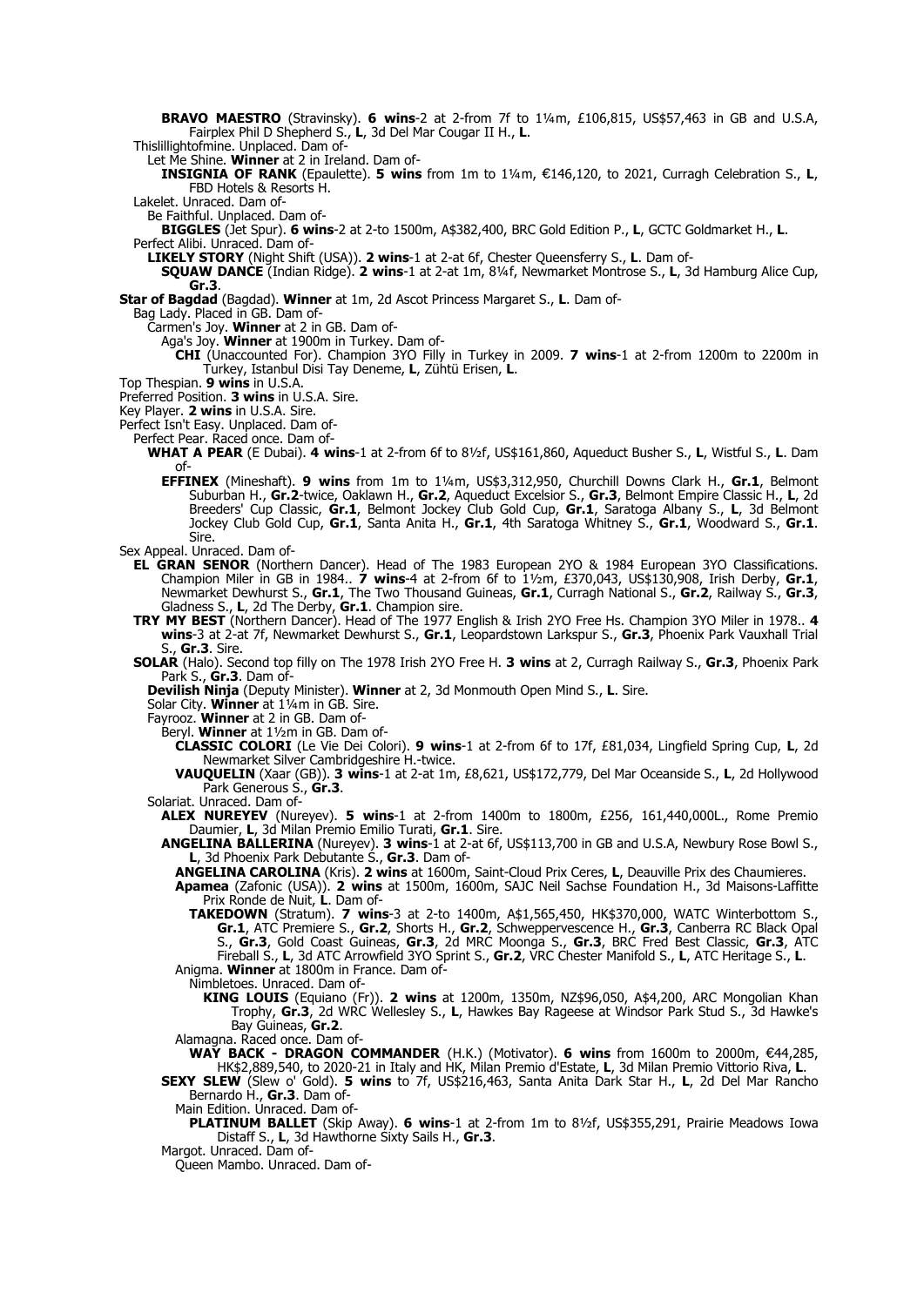**BRAVO MAESTRO** (Stravinsky). **6 wins**-2 at 2-from 7f to 1¼m, £106,815, US$57,463 in GB and U.S.A, Fairplex Phil D Shepherd S., **L**, 3d Del Mar Cougar II H., **L**.

Thislillightofmine. Unplaced. Dam of-

Let Me Shine. **Winner** at 2 in Ireland. Dam of-

**INSIGNIA OF RANK** (Epaulette). **5 wins** from 1m to 1¼m, €146,120, to 2021, Curragh Celebration S., **L**, FBD Hotels & Resorts H.

Lakelet. Unraced. Dam of-

Be Faithful. Unplaced. Dam of-

**BIGGLES** (Jet Spur). **6 wins**-2 at 2-to 1500m, A$382,400, BRC Gold Edition P., **L**, GCTC Goldmarket H., **L**.

Perfect Alibi. Unraced. Dam of-

**LIKELY STORY** (Night Shift (USA)). **2 wins**-1 at 2-at 6f, Chester Queensferry S., **L**. Dam of-

**SQUAW DANCE** (Indian Ridge). **2 wins**-1 at 2-at 1m, 8¼f, Newmarket Montrose S., **L**, 3d Hamburg Alice Cup, **Gr.3**.

**Star of Bagdad** (Bagdad). **Winner** at 1m, 2d Ascot Princess Margaret S., **L**. Dam of-

Bag Lady. Placed in GB. Dam of-

Carmen's Joy. **Winner** at 2 in GB. Dam of-

Aga's Joy. **Winner** at 1900m in Turkey. Dam of-

**CHI** (Unaccounted For). Champion 3YO Filly in Turkey in 2009. **7 wins**-1 at 2-from 1200m to 2200m in Turkey, Istanbul Disi Tay Deneme, **L**, Zühtü Erisen, **L**.

Top Thespian. **9 wins** in U.S.A.

Preferred Position. **3 wins** in U.S.A. Sire.

Key Player. **2 wins** in U.S.A. Sire.

Perfect Isn't Easy. Unplaced. Dam of-

Perfect Pear. Raced once. Dam of-

**WHAT A PEAR** (E Dubai). **4 wins**-1 at 2-from 6f to 8½f, US$161,860, Aqueduct Busher S., **L**, Wistful S., **L**. Dam of-

**EFFINEX** (Mineshaft). **9 wins** from 1m to 1¼m, US$3,312,950, Churchill Downs Clark H., **Gr.1**, Belmont Suburban H., **Gr.2**-twice, Oaklawn H., **Gr.2**, Aqueduct Excelsior S., **Gr.3**, Belmont Empire Classic H., **L**, 2d Breeders' Cup Classic, **Gr.1**, Belmont Jockey Club Gold Cup, **Gr.1**, Saratoga Albany S., **L**, 3d Belmont Jockey Club Gold Cup, **Gr.1**, Santa Anita H., **Gr.1**, 4th Saratoga Whitney S., **Gr.1**, Woodward S., **Gr.1**. Sire.

Sex Appeal. Unraced. Dam of-

**EL GRAN SENOR** (Northern Dancer). Head of The 1983 European 2YO & 1984 European 3YO Classifications. Champion Miler in GB in 1984.. **7 wins**-4 at 2-from 6f to 1½m, £370,043, US$130,908, Irish Derby, **Gr.1**, Newmarket Dewhurst S., **Gr.1**, The Two Thousand Guineas, **Gr.1**, Curragh National S., **Gr.2**, Railway S., **Gr.3**, Gladness S., **L**, 2d The Derby, **Gr.1**. Champion sire.

**TRY MY BEST** (Northern Dancer). Head of The 1977 English & Irish 2YO Free Hs. Champion 3YO Miler in 1978.. **4 wins**-3 at 2-at 7f, Newmarket Dewhurst S., **Gr.1**, Leopardstown Larkspur S., **Gr.3**, Phoenix Park Vauxhall Trial S., **Gr.3**. Sire.

**SOLAR** (Halo). Second top filly on The 1978 Irish 2YO Free H. **3 wins** at 2, Curragh Railway S., **Gr.3**, Phoenix Park Park S., **Gr.3**. Dam of-

**Devilish Ninja** (Deputy Minister). **Winner** at 2, 3d Monmouth Open Mind S., **L**. Sire.

Solar City. **Winner** at 1¼m in GB. Sire.

Fayrooz. **Winner** at 2 in GB. Dam of-

Beryl. **Winner** at 1½m in GB. Dam of-

**CLASSIC COLORI** (Le Vie Dei Colori). **9 wins**-1 at 2-from 6f to 17f, £81,034, Lingfield Spring Cup, **L**, 2d Newmarket Silver Cambridgeshire H.-twice.

**VAUQUELIN** (Xaar (GB)). **3 wins**-1 at 2-at 1m, £8,621, US$172,779, Del Mar Oceanside S., **L**, 2d Hollywood Park Generous S., **Gr.3**.

Solariat. Unraced. Dam of-

**ALEX NUREYEV** (Nureyev). **5 wins**-1 at 2-from 1400m to 1800m, £256, 161,440,000L., Rome Premio Daumier, **L**, 3d Milan Premio Emilio Turati, **Gr.1**. Sire.

**ANGELINA BALLERINA** (Nureyev). **3 wins**-1 at 2-at 6f, US$113,700 in GB and U.S.A, Newbury Rose Bowl S., **L**, 3d Phoenix Park Debutante S., **Gr.3**. Dam of-

**ANGELINA CAROLINA** (Kris). **2 wins** at 1600m, Saint-Cloud Prix Ceres, **L**, Deauville Prix des Chaumieres.

**Apamea** (Zafonic (USA)). **2 wins** at 1500m, 1600m, SAJC Neil Sachse Foundation H., 3d Maisons-Laffitte Prix Ronde de Nuit, **L**. Dam of-

**TAKEDOWN** (Stratum). **7 wins**-3 at 2-to 1400m, A$1,565,450, HK$370,000, WATC Winterbottom S., **Gr.1**, ATC Premiere S., **Gr.2**, Shorts H., **Gr.2**, Schweppervescence H., **Gr.3**, Canberra RC Black Opal S., **Gr.3**, Gold Coast Guineas, **Gr.3**, 2d MRC Moonga S., **Gr.3**, BRC Fred Best Classic, **Gr.3**, ATC Fireball S., **L**, 3d ATC Arrowfield 3YO Sprint S., **Gr.2**, VRC Chester Manifold S., **L**, ATC Heritage S., **L**.

Anigma. **Winner** at 1800m in France. Dam of-

Nimbletoes. Unraced. Dam of-

**KING LOUIS** (Equiano (Fr)). **2 wins** at 1200m, 1350m, NZ$96,050, A$4,200, ARC Mongolian Khan Trophy, **Gr.3**, 2d WRC Wellesley S., **L**, Hawkes Bay Rageese at Windsor Park Stud S., 3d Hawke's Bay Guineas, **Gr.2**.

Alamagna. Raced once. Dam of-

**WAY BACK - DRAGON COMMANDER** (H.K.) (Motivator). **6 wins** from 1600m to 2000m, €44,285, HK$2,889,540, to 2020-21 in Italy and HK, Milan Premio d'Estate, **L**, 3d Milan Premio Vittorio Riva, **L**.

**SEXY SLEW** (Slew o' Gold). **5 wins** to 7f, US$216,463, Santa Anita Dark Star H., **L**, 2d Del Mar Rancho Bernardo H., **Gr.3**. Dam of-

Main Edition. Unraced. Dam of-

**PLATINUM BALLET** (Skip Away). **6 wins**-1 at 2-from 1m to 8½f, US$355,291, Prairie Meadows Iowa Distaff S., **L**, 3d Hawthorne Sixty Sails H., **Gr.3**.

Margot. Unraced. Dam of-

Queen Mambo. Unraced. Dam of-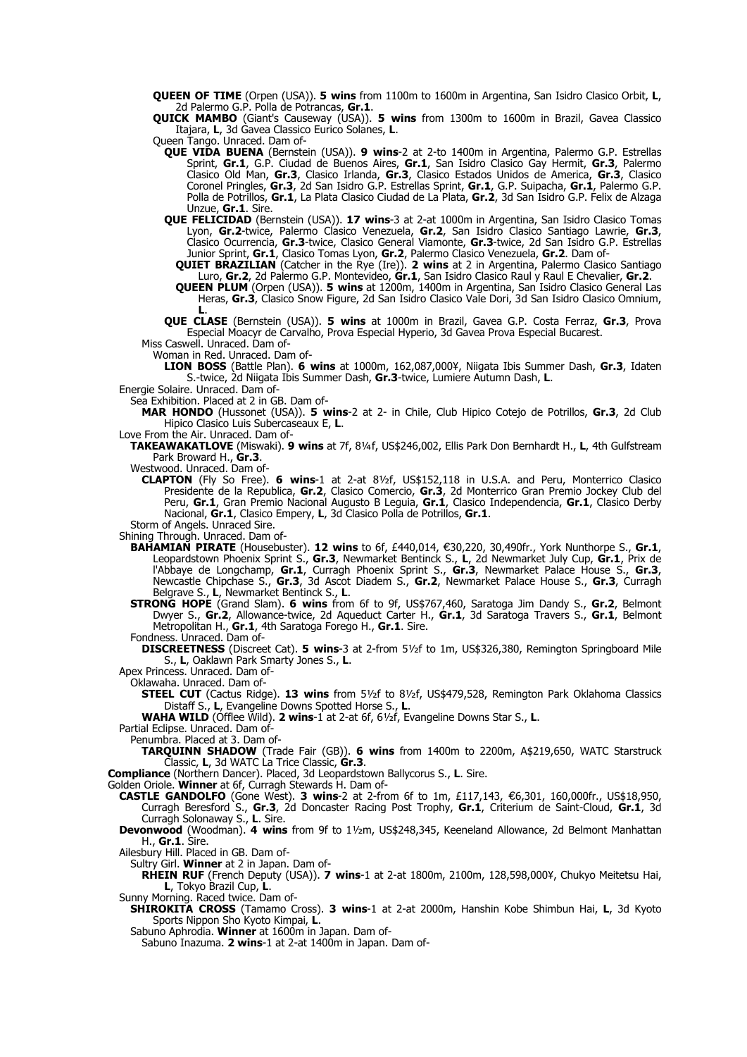**QUEEN OF TIME** (Orpen (USA)). **5 wins** from 1100m to 1600m in Argentina, San Isidro Clasico Orbit, **L**, 2d Palermo G.P. Polla de Potrancas, **Gr.1**.

**QUICK MAMBO** (Giant's Causeway (USA)). **5 wins** from 1300m to 1600m in Brazil, Gavea Classico Itajara, **L**, 3d Gavea Classico Eurico Solanes, **L**.

Queen Tango. Unraced. Dam of-

**QUE VIDA BUENA** (Bernstein (USA)). **9 wins**-2 at 2-to 1400m in Argentina, Palermo G.P. Estrellas Sprint, **Gr.1**, G.P. Ciudad de Buenos Aires, **Gr.1**, San Isidro Clasico Gay Hermit, **Gr.3**, Palermo Clasico Old Man, **Gr.3**, Clasico Irlanda, **Gr.3**, Clasico Estados Unidos de America, **Gr.3**, Clasico Coronel Pringles, **Gr.3**, 2d San Isidro G.P. Estrellas Sprint, **Gr.1**, G.P. Suipacha, **Gr.1**, Palermo G.P. Polla de Potrillos, **Gr.1**, La Plata Clasico Ciudad de La Plata, **Gr.2**, 3d San Isidro G.P. Felix de Alzaga Unzue, **Gr.1**. Sire.

**QUE FELICIDAD** (Bernstein (USA)). **17 wins**-3 at 2-at 1000m in Argentina, San Isidro Clasico Tomas Lyon, **Gr.2**-twice, Palermo Clasico Venezuela, **Gr.2**, San Isidro Clasico Santiago Lawrie, **Gr.3**, Clasico Ocurrencia, **Gr.3**-twice, Clasico General Viamonte, **Gr.3**-twice, 2d San Isidro G.P. Estrellas Junior Sprint, **Gr.1**, Clasico Tomas Lyon, **Gr.2**, Palermo Clasico Venezuela, **Gr.2**. Dam of-

**QUIET BRAZILIAN** (Catcher in the Rye (Ire)). **2 wins** at 2 in Argentina, Palermo Clasico Santiago Luro, **Gr.2**, 2d Palermo G.P. Montevideo, **Gr.1**, San Isidro Clasico Raul y Raul E Chevalier, **Gr.2**.

**QUEEN PLUM** (Orpen (USA)). **5 wins** at 1200m, 1400m in Argentina, San Isidro Clasico General Las Heras, **Gr.3**, Clasico Snow Figure, 2d San Isidro Clasico Vale Dori, 3d San Isidro Clasico Omnium, **L**.

**QUE CLASE** (Bernstein (USA)). **5 wins** at 1000m in Brazil, Gavea G.P. Costa Ferraz, **Gr.3**, Prova Especial Moacyr de Carvalho, Prova Especial Hyperio, 3d Gavea Prova Especial Bucarest.

Miss Caswell. Unraced. Dam of-

Woman in Red. Unraced. Dam of-

**LION BOSS** (Battle Plan). **6 wins** at 1000m, 162,087,000¥, Niigata Ibis Summer Dash, **Gr.3**, Idaten S.-twice, 2d Niigata Ibis Summer Dash, **Gr.3**-twice, Lumiere Autumn Dash, **L**.

Energie Solaire. Unraced. Dam of-

Sea Exhibition. Placed at 2 in GB. Dam of-

**MAR HONDO** (Hussonet (USA)). **5 wins**-2 at 2- in Chile, Club Hipico Cotejo de Potrillos, **Gr.3**, 2d Club Hipico Clasico Luis Subercaseaux E, **L**.

Love From the Air. Unraced. Dam of-

**TAKEAWAKATLOVE** (Miswaki). **9 wins** at 7f, 8¼f, US$246,002, Ellis Park Don Bernhardt H., **L**, 4th Gulfstream Park Broward H., **Gr.3**.

Westwood. Unraced. Dam of-

**CLAPTON** (Fly So Free). **6 wins**-1 at 2-at 8½f, US$152,118 in U.S.A. and Peru, Monterrico Clasico Presidente de la Republica, **Gr.2**, Clasico Comercio, **Gr.3**, 2d Monterrico Gran Premio Jockey Club del Peru, **Gr.1**, Gran Premio Nacional Augusto B Leguia, **Gr.1**, Clasico Independencia, **Gr.1**, Clasico Derby Nacional, **Gr.1**, Clasico Empery, **L**, 3d Clasico Polla de Potrillos, **Gr.1**.

Storm of Angels. Unraced Sire.

Shining Through. Unraced. Dam of-

**BAHAMIAN PIRATE** (Housebuster). **12 wins** to 6f, £440,014, €30,220, 30,490fr., York Nunthorpe S., **Gr.1**, Leopardstown Phoenix Sprint S., **Gr.3**, Newmarket Bentinck S., **L**, 2d Newmarket July Cup, **Gr.1**, Prix de l'Abbaye de Longchamp, **Gr.1**, Curragh Phoenix Sprint S., **Gr.3**, Newmarket Palace House S., **Gr.3**, Newcastle Chipchase S., **Gr.3**, 3d Ascot Diadem S., **Gr.2**, Newmarket Palace House S., **Gr.3**, Curragh Belgrave S., **L**, Newmarket Bentinck S., **L**.

**STRONG HOPE** (Grand Slam). **6 wins** from 6f to 9f, US$767,460, Saratoga Jim Dandy S., **Gr.2**, Belmont Dwyer S., **Gr.2**, Allowance-twice, 2d Aqueduct Carter H., **Gr.1**, 3d Saratoga Travers S., **Gr.1**, Belmont Metropolitan H., **Gr.1**, 4th Saratoga Forego H., **Gr.1**. Sire.

Fondness. Unraced. Dam of-

**DISCREETNESS** (Discreet Cat). **5 wins**-3 at 2-from 5½f to 1m, US$326,380, Remington Springboard Mile S., **L**, Oaklawn Park Smarty Jones S., **L**.

Apex Princess. Unraced. Dam of-

Oklawaha. Unraced. Dam of-

**STEEL CUT** (Cactus Ridge). **13 wins** from 5½f to 8½f, US$479,528, Remington Park Oklahoma Classics Distaff S., **L**, Evangeline Downs Spotted Horse S., **L**.

**WAHA WILD** (Offlee Wild). **2 wins**-1 at 2-at 6f, 6½f, Evangeline Downs Star S., **L**.

Partial Eclipse. Unraced. Dam of-

Penumbra. Placed at 3. Dam of-

**TARQUINN SHADOW** (Trade Fair (GB)). **6 wins** from 1400m to 2200m, A$219,650, WATC Starstruck Classic, **L**, 3d WATC La Trice Classic, **Gr.3**.

**Compliance** (Northern Dancer). Placed, 3d Leopardstown Ballycorus S., **L**. Sire.

Golden Oriole. **Winner** at 6f, Curragh Stewards H. Dam of-

**CASTLE GANDOLFO** (Gone West). **3 wins**-2 at 2-from 6f to 1m, £117,143, €6,301, 160,000fr., US$18,950, Curragh Beresford S., **Gr.3**, 2d Doncaster Racing Post Trophy, **Gr.1**, Criterium de Saint-Cloud, **Gr.1**, 3d Curragh Solonaway S., **L**. Sire.

**Devonwood** (Woodman). **4 wins** from 9f to 1½m, US$248,345, Keeneland Allowance, 2d Belmont Manhattan H., **Gr.1**. Sire.

Ailesbury Hill. Placed in GB. Dam of-

Sultry Girl. **Winner** at 2 in Japan. Dam of-

**RHEIN RUF** (French Deputy (USA)). **7 wins**-1 at 2-at 1800m, 2100m, 128,598,000¥, Chukyo Meitetsu Hai, **L**, Tokyo Brazil Cup, **L**.

Sunny Morning. Raced twice. Dam of-

**SHIROKITA CROSS** (Tamamo Cross). **3 wins**-1 at 2-at 2000m, Hanshin Kobe Shimbun Hai, **L**, 3d Kyoto Sports Nippon Sho Kyoto Kimpai, **L**.

Sabuno Aphrodia. **Winner** at 1600m in Japan. Dam of-

Sabuno Inazuma. **2 wins**-1 at 2-at 1400m in Japan. Dam of-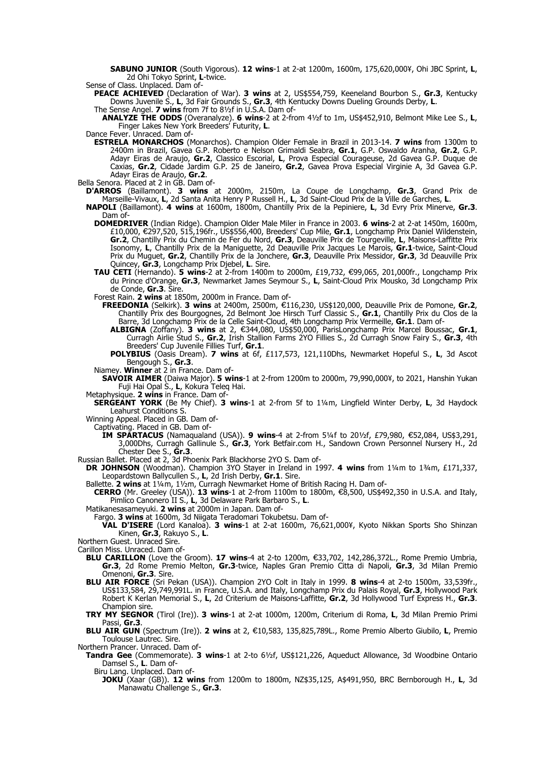**SABUNO JUNIOR** (South Vigorous). **12 wins**-1 at 2-at 1200m, 1600m, 175,620,000¥, Ohi JBC Sprint, **L**, 2d Ohi Tokyo Sprint, **L**-twice.

Sense of Class. Unplaced. Dam of-

**PEACE ACHIEVED** (Declaration of War). **3 wins** at 2, US$554,759, Keeneland Bourbon S., **Gr.3**, Kentucky Downs Juvenile S., **L**, 3d Fair Grounds S., **Gr.3**, 4th Kentucky Downs Dueling Grounds Derby, **L**.

The Sense Angel. **7 wins** from 7f to 8½f in U.S.A. Dam of-

**ANALYZE THE ODDS** (Overanalyze). **6 wins**-2 at 2-from 4½f to 1m, US$452,910, Belmont Mike Lee S., **L**, Finger Lakes New York Breeders' Futurity, **L**.

Dance Fever. Unraced. Dam of-

**ESTRELA MONARCHOS** (Monarchos). Champion Older Female in Brazil in 2013-14. **7 wins** from 1300m to 2400m in Brazil, Gavea G.P. Roberto e Nelson Grimaldi Seabra, **Gr.1**, G.P. Oswaldo Aranha, **Gr.2**, G.P. Adayr Eiras de Araujo, **Gr.2**, Classico Escorial, **L**, Prova Especial Courageuse, 2d Gavea G.P. Duque de Caxias, **Gr.2**, Cidade Jardim G.P. 25 de Janeiro, **Gr.2**, Gavea Prova Especial Virginie A, 3d Gavea G.P. Adayr Eiras de Araujo, **Gr.2**.

Bella Senora. Placed at 2 in GB. Dam of-

**D'ARROS** (Baillamont). **3 wins** at 2000m, 2150m, La Coupe de Longchamp, **Gr.3**, Grand Prix de Marseille-Vivaux, **L**, 2d Santa Anita Henry P Russell H., **L**, 3d Saint-Cloud Prix de la Ville de Garches, **L**.

**NAPOLI** (Baillamont). **4 wins** at 1600m, 1800m, Chantilly Prix de la Pepiniere, **L**, 3d Evry Prix Minerve, **Gr.3**. Dam of-

**DOMEDRIVER** (Indian Ridge). Champion Older Male Miler in France in 2003. **6 wins**-2 at 2-at 1450m, 1600m, £10,000, €297,520, 515,196fr., US$556,400, Breeders' Cup Mile, **Gr.1**, Longchamp Prix Daniel Wildenstein, **Gr.2**, Chantilly Prix du Chemin de Fer du Nord, **Gr.3**, Deauville Prix de Tourgeville, **L**, Maisons-Laffitte Prix Isonomy, **L**, Chantilly Prix de la Maniguette, 2d Deauville Prix Jacques Le Marois, **Gr.1**-twice, Saint-Cloud Prix du Muguet, **Gr.2**, Chantilly Prix de la Jonchere, **Gr.3**, Deauville Prix Messidor, **Gr.3**, 3d Deauville Prix Quincey, **Gr.3**, Longchamp Prix Djebel, **L**. Sire.

**TAU CETI** (Hernando). **5 wins**-2 at 2-from 1400m to 2000m, £19,732, €99,065, 201,000fr., Longchamp Prix du Prince d'Orange, **Gr.3**, Newmarket James Seymour S., **L**, Saint-Cloud Prix Mousko, 3d Longchamp Prix de Conde, **Gr.3**. Sire.

Forest Rain. **2 wins** at 1850m, 2000m in France. Dam of-

**FREEDONIA** (Selkirk). **3 wins** at 2400m, 2500m, €116,230, US$120,000, Deauville Prix de Pomone, **Gr.2**, Chantilly Prix des Bourgognes, 2d Belmont Joe Hirsch Turf Classic S., **Gr.1**, Chantilly Prix du Clos de la Barre, 3d Longchamp Prix de la Celle Saint-Cloud, 4th Longchamp Prix Vermeille, **Gr.1**. Dam of-

**ALBIGNA** (Zoffany). **3 wins** at 2, €344,080, US$50,000, ParisLongchamp Prix Marcel Boussac, **Gr.1**, Curragh Airlie Stud S., **Gr.2**, Irish Stallion Farms 2YO Fillies S., 2d Curragh Snow Fairy S., **Gr.3**, 4th Breeders' Cup Juvenile Fillies Turf, **Gr.1**.

**POLYBIUS** (Oasis Dream). **7 wins** at 6f, £117,573, 121,110Dhs, Newmarket Hopeful S., **L**, 3d Ascot Bengough S., **Gr.3**.

Niamey. **Winner** at 2 in France. Dam of-

**SAVOIR AIMER** (Daiwa Major). **5 wins**-1 at 2-from 1200m to 2000m, 79,990,000¥, to 2021, Hanshin Yukan Fuji Hai Opal S., **L**, Kokura Teleq Hai.

Metaphysique. **2 wins** in France. Dam of-

**SERGEANT YORK** (Be My Chief). **3 wins**-1 at 2-from 5f to 1¼m, Lingfield Winter Derby, **L**, 3d Haydock Leahurst Conditions S.

Winning Appeal. Placed in GB. Dam of-

Captivating. Placed in GB. Dam of-

**IM SPARTACUS** (Namaqualand (USA)). **9 wins**-4 at 2-from 5¼f to 20½f, £79,980, €52,084, US$3,291, 3,000Dhs, Curragh Gallinule S., **Gr.3**, York Betfair.com H., Sandown Crown Personnel Nursery H., 2d Chester Dee S., **Gr.3**.

Russian Ballet. Placed at 2, 3d Phoenix Park Blackhorse 2YO S. Dam of-

**DR JOHNSON** (Woodman). Champion 3YO Stayer in Ireland in 1997. **4 wins** from 1¼m to 1¾m, £171,337, Leopardstown Ballycullen S., **L**, 2d Irish Derby, **Gr.1**. Sire.

Ballette. **2 wins** at 1¼m, 1½m, Curragh Newmarket Home of British Racing H. Dam of-

**CERRO** (Mr. Greeley (USA)). **13 wins**-1 at 2-from 1100m to 1800m, €8,500, US$492,350 in U.S.A. and Italy, Pimlico Canonero II S., **L**, 3d Delaware Park Barbaro S., **L**.

Matikanesasameyuki. **2 wins** at 2000m in Japan. Dam of-

Fargo. **3 wins** at 1600m, 3d Niigata Teradomari Tokubetsu. Dam of-

**VAL D'ISERE** (Lord Kanaloa). **3 wins**-1 at 2-at 1600m, 76,621,000¥, Kyoto Nikkan Sports Sho Shinzan Kinen, **Gr.3**, Rakuyo S., **L**.

Northern Guest. Unraced Sire.

Carillon Miss. Unraced. Dam of-

**BLU CARILLON** (Love the Groom). **17 wins**-4 at 2-to 1200m, €33,702, 142,286,372L., Rome Premio Umbria, **Gr.3**, 2d Rome Premio Melton, **Gr.3**-twice, Naples Gran Premio Citta di Napoli, **Gr.3**, 3d Milan Premio Omenoni, **Gr.3**. Sire.

**BLU AIR FORCE** (Sri Pekan (USA)). Champion 2YO Colt in Italy in 1999. **8 wins**-4 at 2-to 1500m, 33,539fr., US$133,584, 29,749,991L. in France, U.S.A. and Italy, Longchamp Prix du Palais Royal, **Gr.3**, Hollywood Park Robert K Kerlan Memorial S., **L**, 2d Criterium de Maisons-Laffitte, **Gr.2**, 3d Hollywood Turf Express H., **Gr.3**. Champion sire.

**TRY MY SEGNOR** (Tirol (Ire)). **3 wins**-1 at 2-at 1000m, 1200m, Criterium di Roma, **L**, 3d Milan Premio Primi Passi, **Gr.3**.

**BLU AIR GUN** (Spectrum (Ire)). **2 wins** at 2, €10,583, 135,825,789L., Rome Premio Alberto Giubilo, **L**, Premio Toulouse Lautrec. Sire.

Northern Prancer. Unraced. Dam of-

**Tandra Gee** (Commemorate). **3 wins**-1 at 2-to 6½f, US$121,226, Aqueduct Allowance, 3d Woodbine Ontario Damsel S., **L**. Dam of-

Biru Lang. Unplaced. Dam of-

**JOKU** (Xaar (GB)). **12 wins** from 1200m to 1800m, NZ$35,125, A$491,950, BRC Bernborough H., **L**, 3d Manawatu Challenge S., **Gr.3**.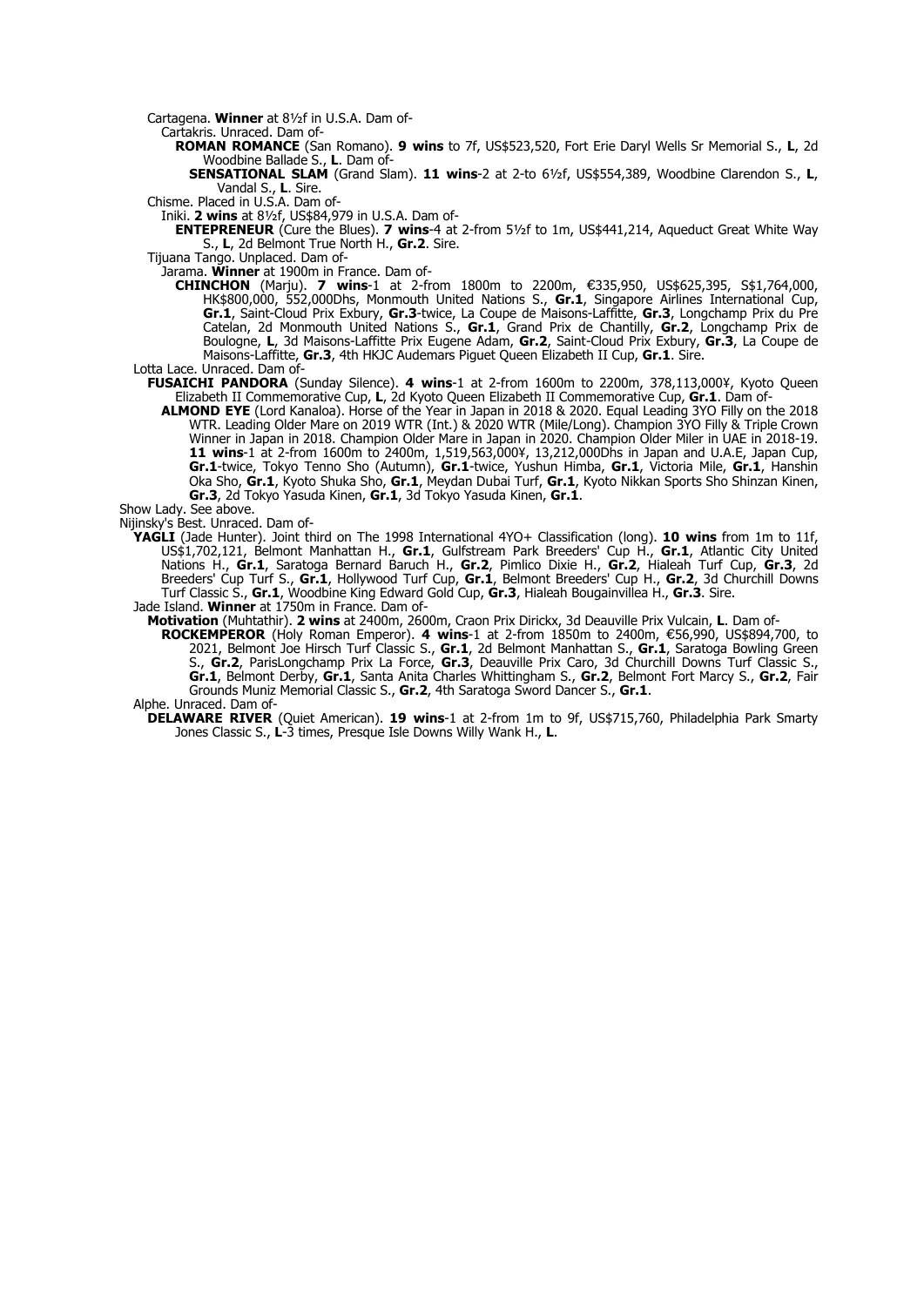Cartagena. **Winner** at 8½f in U.S.A. Dam of-

Cartakris. Unraced. Dam of-

**ROMAN ROMANCE** (San Romano). **9 wins** to 7f, US$523,520, Fort Erie Daryl Wells Sr Memorial S., **L**, 2d Woodbine Ballade S., **L**. Dam of-

**SENSATIONAL SLAM** (Grand Slam). **11 wins**-2 at 2-to 6½f, US$554,389, Woodbine Clarendon S., **L**, Vandal S., **L**. Sire.

Chisme. Placed in U.S.A. Dam of-

Iniki. **2 wins** at 8½f, US$84,979 in U.S.A. Dam of-

**ENTEPRENEUR** (Cure the Blues). **7 wins**-4 at 2-from 5½f to 1m, US$441,214, Aqueduct Great White Way S., **L**, 2d Belmont True North H., **Gr.2**. Sire.

Tijuana Tango. Unplaced. Dam of-

Jarama. **Winner** at 1900m in France. Dam of-

**CHINCHON** (Marju). **7 wins**-1 at 2-from 1800m to 2200m, €335,950, US$625,395, S$1,764,000, HK$800,000, 552,000Dhs, Monmouth United Nations S., **Gr.1**, Singapore Airlines International Cup, **Gr.1**, Saint-Cloud Prix Exbury, **Gr.3**-twice, La Coupe de Maisons-Laffitte, **Gr.3**, Longchamp Prix du Pre Catelan, 2d Monmouth United Nations S., **Gr.1**, Grand Prix de Chantilly, **Gr.2**, Longchamp Prix de Boulogne, **L**, 3d Maisons-Laffitte Prix Eugene Adam, **Gr.2**, Saint-Cloud Prix Exbury, **Gr.3**, La Coupe de Maisons-Laffitte, **Gr.3**, 4th HKJC Audemars Piguet Queen Elizabeth II Cup, **Gr.1**. Sire.

Lotta Lace. Unraced. Dam of-

**FUSAICHI PANDORA** (Sunday Silence). **4 wins**-1 at 2-from 1600m to 2200m, 378,113,000¥, Kyoto Queen Elizabeth II Commemorative Cup, **L**, 2d Kyoto Queen Elizabeth II Commemorative Cup, **Gr.1**. Dam of-

**ALMOND EYE** (Lord Kanaloa). Horse of the Year in Japan in 2018 & 2020. Equal Leading 3YO Filly on the 2018 WTR. Leading Older Mare on 2019 WTR (Int.) & 2020 WTR (Mile/Long). Champion 3YO Filly & Triple Crown Winner in Japan in 2018. Champion Older Mare in Japan in 2020. Champion Older Miler in UAE in 2018-19. **11 wins**-1 at 2-from 1600m to 2400m, 1,519,563,000¥, 13,212,000Dhs in Japan and U.A.E, Japan Cup, **Gr.1**-twice, Tokyo Tenno Sho (Autumn), **Gr.1**-twice, Yushun Himba, **Gr.1**, Victoria Mile, **Gr.1**, Hanshin Oka Sho, **Gr.1**, Kyoto Shuka Sho, **Gr.1**, Meydan Dubai Turf, **Gr.1**, Kyoto Nikkan Sports Sho Shinzan Kinen, **Gr.3**, 2d Tokyo Yasuda Kinen, **Gr.1**, 3d Tokyo Yasuda Kinen, **Gr.1**.

Show Lady. See above.

Nijinsky's Best. Unraced. Dam of-

**YAGLI** (Jade Hunter). Joint third on The 1998 International 4YO+ Classification (long). **10 wins** from 1m to 11f, US$1,702,121, Belmont Manhattan H., **Gr.1**, Gulfstream Park Breeders' Cup H., **Gr.1**, Atlantic City United Nations H., **Gr.1**, Saratoga Bernard Baruch H., **Gr.2**, Pimlico Dixie H., **Gr.2**, Hialeah Turf Cup, **Gr.3**, 2d Breeders' Cup Turf S., **Gr.1**, Hollywood Turf Cup, **Gr.1**, Belmont Breeders' Cup H., **Gr.2**, 3d Churchill Downs Turf Classic S., **Gr.1**, Woodbine King Edward Gold Cup, **Gr.3**, Hialeah Bougainvillea H., **Gr.3**. Sire.

Jade Island. **Winner** at 1750m in France. Dam of-

**Motivation** (Muhtathir). **2 wins** at 2400m, 2600m, Craon Prix Dirickx, 3d Deauville Prix Vulcain, **L**. Dam of-

**ROCKEMPEROR** (Holy Roman Emperor). **4 wins**-1 at 2-from 1850m to 2400m, €56,990, US$894,700, to 2021, Belmont Joe Hirsch Turf Classic S., **Gr.1**, 2d Belmont Manhattan S., **Gr.1**, Saratoga Bowling Green S., **Gr.2**, ParisLongchamp Prix La Force, **Gr.3**, Deauville Prix Caro, 3d Churchill Downs Turf Classic S., **Gr.1**, Belmont Derby, **Gr.1**, Santa Anita Charles Whittingham S., **Gr.2**, Belmont Fort Marcy S., **Gr.2**, Fair Grounds Muniz Memorial Classic S., **Gr.2**, 4th Saratoga Sword Dancer S., **Gr.1**.

Alphe. Unraced. Dam of-

**DELAWARE RIVER** (Quiet American). **19 wins**-1 at 2-from 1m to 9f, US$715,760, Philadelphia Park Smarty Jones Classic S., **L**-3 times, Presque Isle Downs Willy Wank H., **L**.